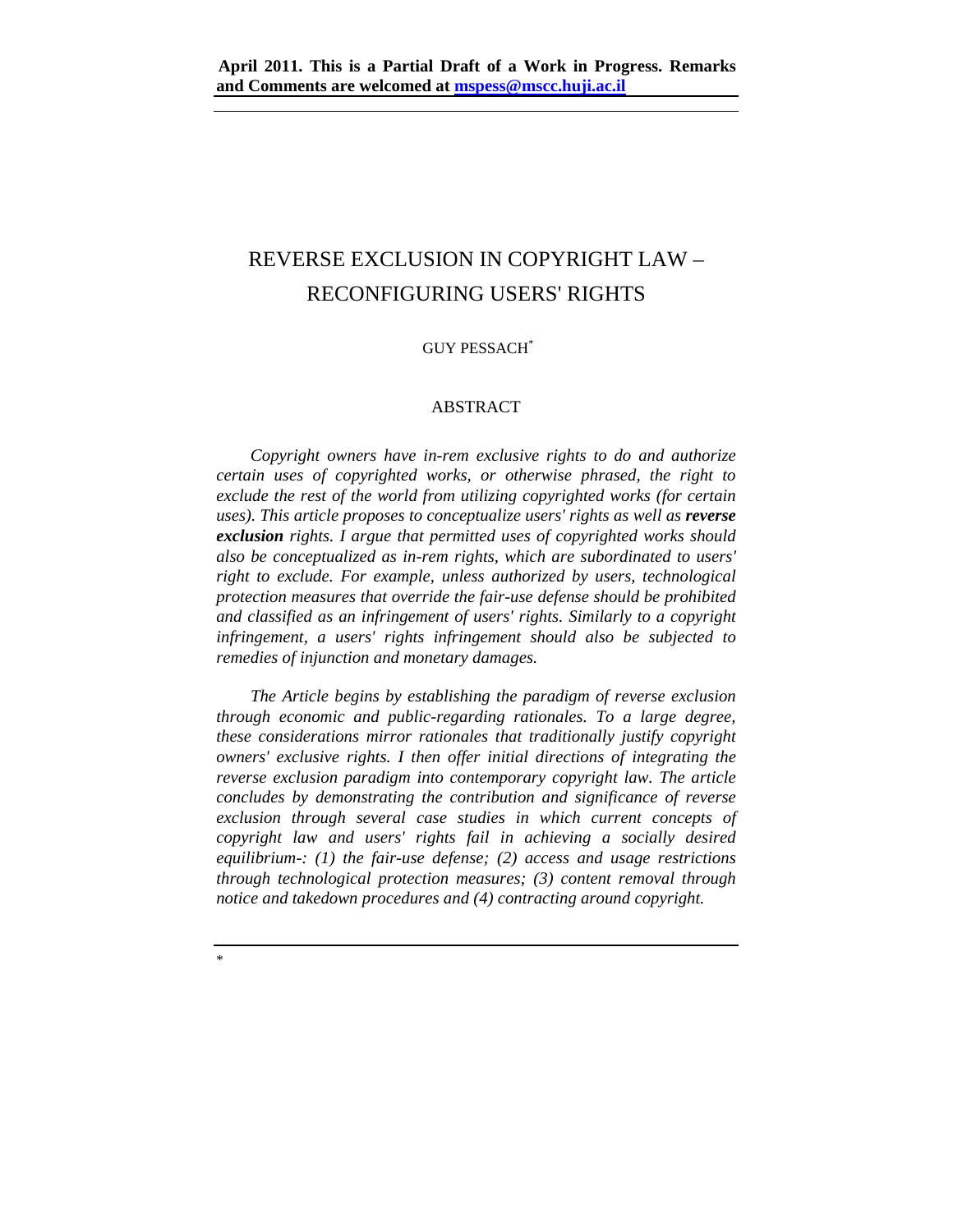**April 2011. This is a Partial Draft of a Work in Progress. Remarks and Comments are welcomed at mspess@mscc.huji.ac.il**

# REVERSE EXCLUSION IN COPYRIGHT LAW – RECONFIGURING USERS' RIGHTS

GUY PESSACH*

## ABSTRACT

*Copyright owners have in-rem exclusive rights to do and authorize certain uses of copyrighted works, or otherwise phrased, the right to exclude the rest of the world from utilizing copyrighted works (for certain uses). This article proposes to conceptualize users' rights as well as **reverse exclusion** rights. I argue that permitted uses of copyrighted works should also be conceptualized as in-rem rights, which are subordinated to users' right to exclude. For example, unless authorized by users, technological protection measures that override the fair-use defense should be prohibited and classified as an infringement of users' rights. Similarly to a copyright infringement, a users' rights infringement should also be subjected to remedies of injunction and monetary damages.*

*The Article begins by establishing the paradigm of reverse exclusion through economic and public-regarding rationales. To a large degree, these considerations mirror rationales that traditionally justify copyright owners' exclusive rights. I then offer initial directions of integrating the reverse exclusion paradigm into contemporary copyright law. The article concludes by demonstrating the contribution and significance of reverse exclusion through several case studies in which current concepts of copyright law and users' rights fail in achieving a socially desired equilibrium-: (1) the fair-use defense; (2) access and usage restrictions through technological protection measures; (3) content removal through notice and takedown procedures and (4) contracting around copyright.*

---

*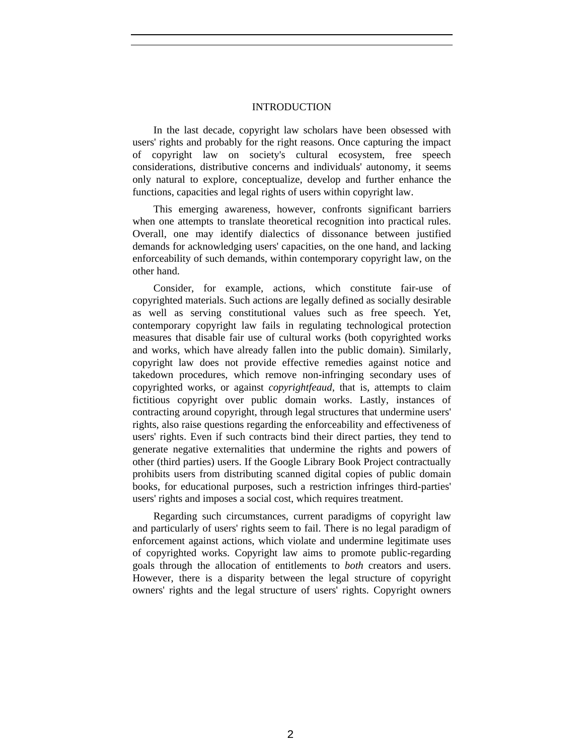## INTRODUCTION

In the last decade, copyright law scholars have been obsessed with users' rights and probably for the right reasons. Once capturing the impact of copyright law on society's cultural ecosystem, free speech considerations, distributive concerns and individuals' autonomy, it seems only natural to explore, conceptualize, develop and further enhance the functions, capacities and legal rights of users within copyright law.

This emerging awareness, however, confronts significant barriers when one attempts to translate theoretical recognition into practical rules. Overall, one may identify dialectics of dissonance between justified demands for acknowledging users' capacities, on the one hand, and lacking enforceability of such demands, within contemporary copyright law, on the other hand.

Consider, for example, actions, which constitute fair-use of copyrighted materials. Such actions are legally defined as socially desirable as well as serving constitutional values such as free speech. Yet, contemporary copyright law fails in regulating technological protection measures that disable fair use of cultural works (both copyrighted works and works, which have already fallen into the public domain). Similarly, copyright law does not provide effective remedies against notice and takedown procedures, which remove non-infringing secondary uses of copyrighted works, or against *copyrightfeaud*, that is, attempts to claim fictitious copyright over public domain works. Lastly, instances of contracting around copyright, through legal structures that undermine users' rights, also raise questions regarding the enforceability and effectiveness of users' rights. Even if such contracts bind their direct parties, they tend to generate negative externalities that undermine the rights and powers of other (third parties) users. If the Google Library Book Project contractually prohibits users from distributing scanned digital copies of public domain books, for educational purposes, such a restriction infringes third-parties' users' rights and imposes a social cost, which requires treatment.

Regarding such circumstances, current paradigms of copyright law and particularly of users' rights seem to fail. There is no legal paradigm of enforcement against actions, which violate and undermine legitimate uses of copyrighted works. Copyright law aims to promote public-regarding goals through the allocation of entitlements to *both* creators and users. However, there is a disparity between the legal structure of copyright owners' rights and the legal structure of users' rights. Copyright owners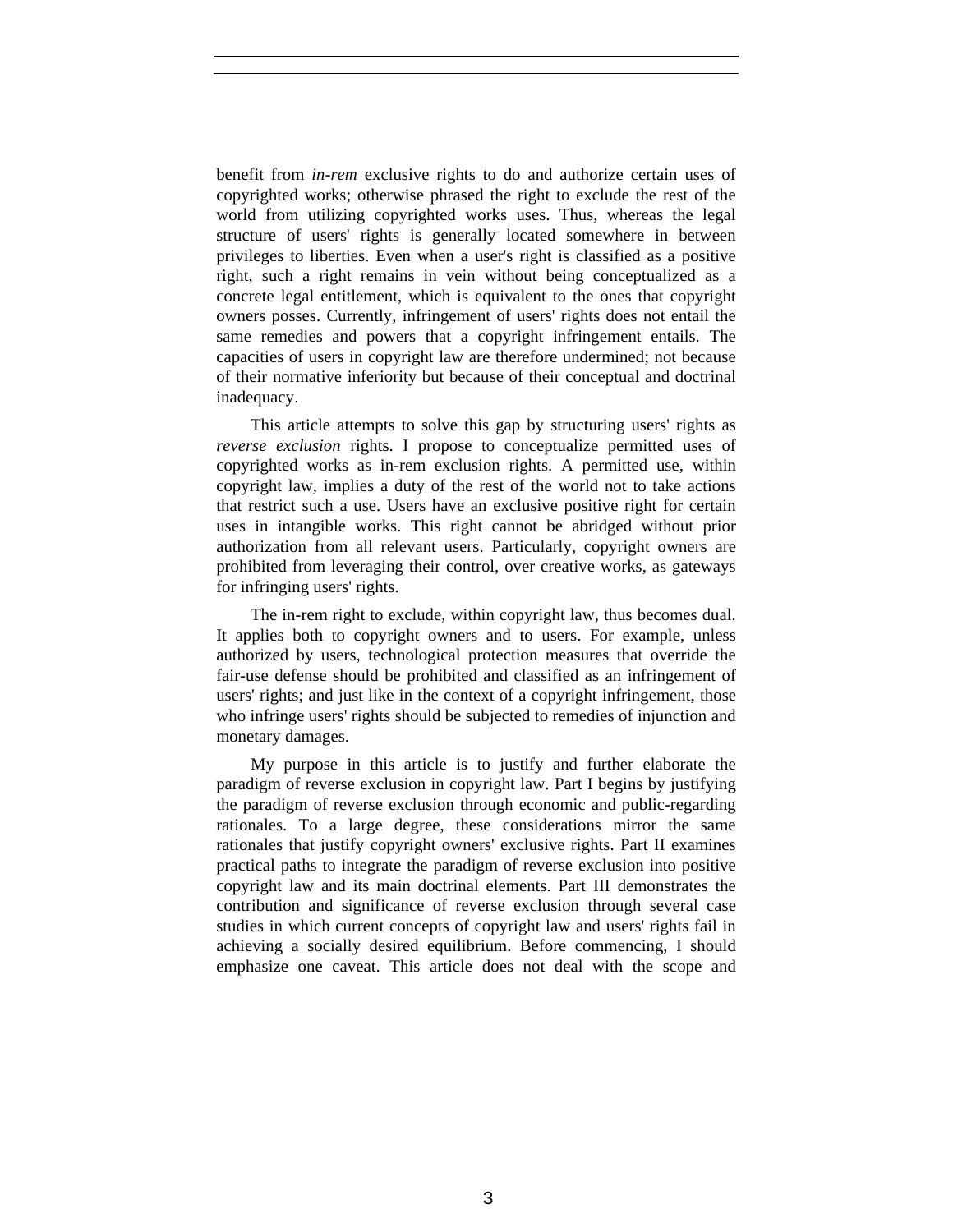benefit from *in-rem* exclusive rights to do and authorize certain uses of copyrighted works; otherwise phrased the right to exclude the rest of the world from utilizing copyrighted works uses. Thus, whereas the legal structure of users' rights is generally located somewhere in between privileges to liberties. Even when a user's right is classified as a positive right, such a right remains in vein without being conceptualized as a concrete legal entitlement, which is equivalent to the ones that copyright owners posses. Currently, infringement of users' rights does not entail the same remedies and powers that a copyright infringement entails. The capacities of users in copyright law are therefore undermined; not because of their normative inferiority but because of their conceptual and doctrinal inadequacy.

This article attempts to solve this gap by structuring users' rights as *reverse exclusion* rights. I propose to conceptualize permitted uses of copyrighted works as in-rem exclusion rights. A permitted use, within copyright law, implies a duty of the rest of the world not to take actions that restrict such a use. Users have an exclusive positive right for certain uses in intangible works. This right cannot be abridged without prior authorization from all relevant users. Particularly, copyright owners are prohibited from leveraging their control, over creative works, as gateways for infringing users' rights.

The in-rem right to exclude, within copyright law, thus becomes dual. It applies both to copyright owners and to users. For example, unless authorized by users, technological protection measures that override the fair-use defense should be prohibited and classified as an infringement of users' rights; and just like in the context of a copyright infringement, those who infringe users' rights should be subjected to remedies of injunction and monetary damages.

My purpose in this article is to justify and further elaborate the paradigm of reverse exclusion in copyright law. Part I begins by justifying the paradigm of reverse exclusion through economic and public-regarding rationales. To a large degree, these considerations mirror the same rationales that justify copyright owners' exclusive rights. Part II examines practical paths to integrate the paradigm of reverse exclusion into positive copyright law and its main doctrinal elements. Part III demonstrates the contribution and significance of reverse exclusion through several case studies in which current concepts of copyright law and users' rights fail in achieving a socially desired equilibrium. Before commencing, I should emphasize one caveat. This article does not deal with the scope and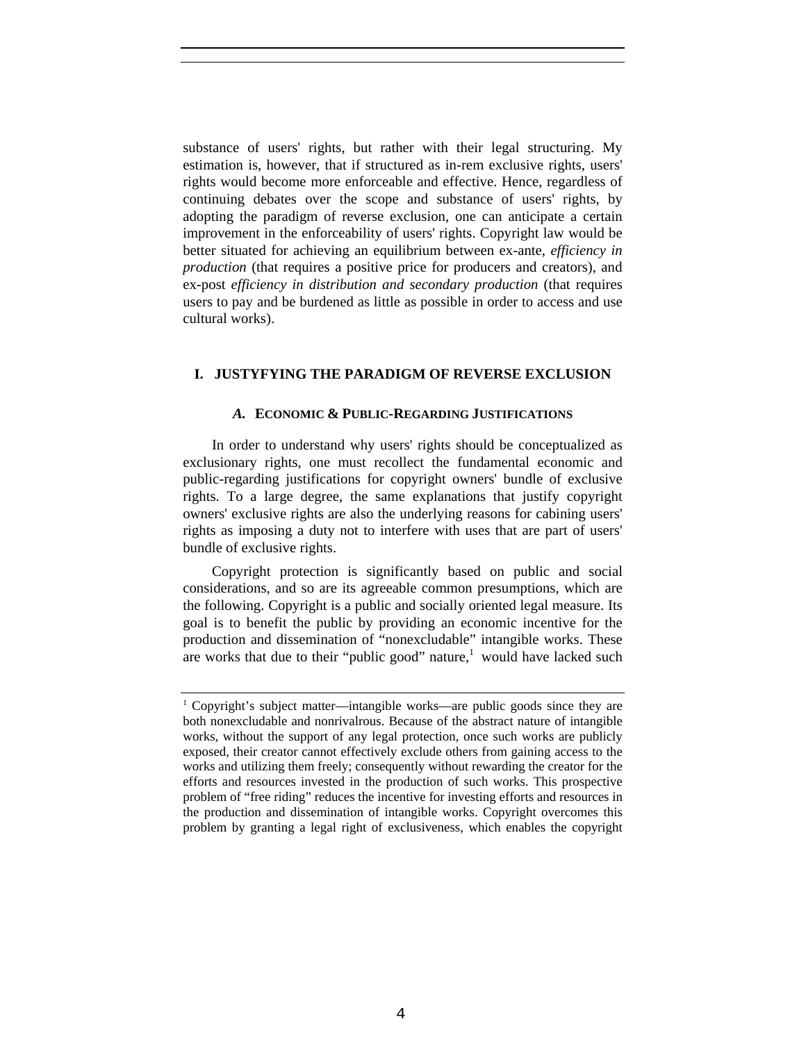substance of users' rights, but rather with their legal structuring. My estimation is, however, that if structured as in-rem exclusive rights, users' rights would become more enforceable and effective. Hence, regardless of continuing debates over the scope and substance of users' rights, by adopting the paradigm of reverse exclusion, one can anticipate a certain improvement in the enforceability of users' rights. Copyright law would be better situated for achieving an equilibrium between ex-ante, *efficiency in production* (that requires a positive price for producers and creators), and ex-post *efficiency in distribution and secondary production* (that requires users to pay and be burdened as little as possible in order to access and use cultural works).

## I. JUSTYFYING THE PARADIGM OF REVERSE EXCLUSION

### *A.* ECONOMIC & PUBLIC-REGARDING JUSTIFICATIONS

In order to understand why users' rights should be conceptualized as exclusionary rights, one must recollect the fundamental economic and public-regarding justifications for copyright owners' bundle of exclusive rights. To a large degree, the same explanations that justify copyright owners' exclusive rights are also the underlying reasons for cabining users' rights as imposing a duty not to interfere with uses that are part of users' bundle of exclusive rights.

Copyright protection is significantly based on public and social considerations, and so are its agreeable common presumptions, which are the following. Copyright is a public and socially oriented legal measure. Its goal is to benefit the public by providing an economic incentive for the production and dissemination of "nonexcludable" intangible works. These are works that due to their "public good" nature,[1] would have lacked such

[1] Copyright's subject matter—intangible works—are public goods since they are both nonexcludable and nonrivalrous. Because of the abstract nature of intangible works, without the support of any legal protection, once such works are publicly exposed, their creator cannot effectively exclude others from gaining access to the works and utilizing them freely; consequently without rewarding the creator for the efforts and resources invested in the production of such works. This prospective problem of "free riding" reduces the incentive for investing efforts and resources in the production and dissemination of intangible works. Copyright overcomes this problem by granting a legal right of exclusiveness, which enables the copyright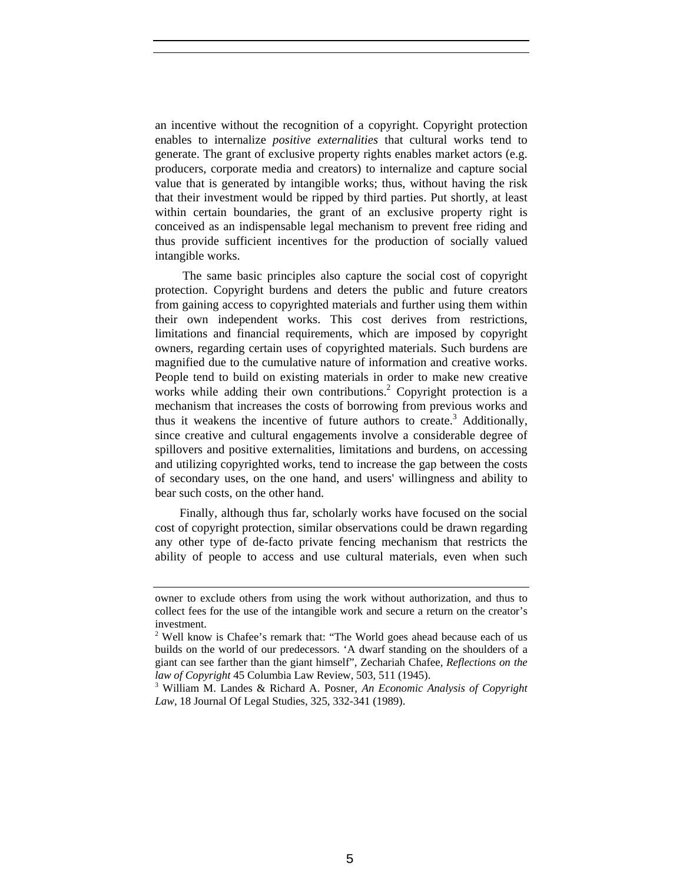an incentive without the recognition of a copyright. Copyright protection enables to internalize *positive externalities* that cultural works tend to generate. The grant of exclusive property rights enables market actors (e.g. producers, corporate media and creators) to internalize and capture social value that is generated by intangible works; thus, without having the risk that their investment would be ripped by third parties. Put shortly, at least within certain boundaries, the grant of an exclusive property right is conceived as an indispensable legal mechanism to prevent free riding and thus provide sufficient incentives for the production of socially valued intangible works.

The same basic principles also capture the social cost of copyright protection. Copyright burdens and deters the public and future creators from gaining access to copyrighted materials and further using them within their own independent works. This cost derives from restrictions, limitations and financial requirements, which are imposed by copyright owners, regarding certain uses of copyrighted materials. Such burdens are magnified due to the cumulative nature of information and creative works. People tend to build on existing materials in order to make new creative works while adding their own contributions.[2] Copyright protection is a mechanism that increases the costs of borrowing from previous works and thus it weakens the incentive of future authors to create.[3] Additionally, since creative and cultural engagements involve a considerable degree of spillovers and positive externalities, limitations and burdens, on accessing and utilizing copyrighted works, tend to increase the gap between the costs of secondary uses, on the one hand, and users' willingness and ability to bear such costs, on the other hand.

Finally, although thus far, scholarly works have focused on the social cost of copyright protection, similar observations could be drawn regarding any other type of de-facto private fencing mechanism that restricts the ability of people to access and use cultural materials, even when such

---

owner to exclude others from using the work without authorization, and thus to collect fees for the use of the intangible work and secure a return on the creator's investment.

[2] Well know is Chafee's remark that: "The World goes ahead because each of us builds on the world of our predecessors. 'A dwarf standing on the shoulders of a giant can see farther than the giant himself", Zechariah Chafee, *Reflections on the law of Copyright* 45 Columbia Law Review, 503, 511 (1945).

[3] William M. Landes & Richard A. Posner, *An Economic Analysis of Copyright Law*, 18 Journal Of Legal Studies, 325, 332-341 (1989).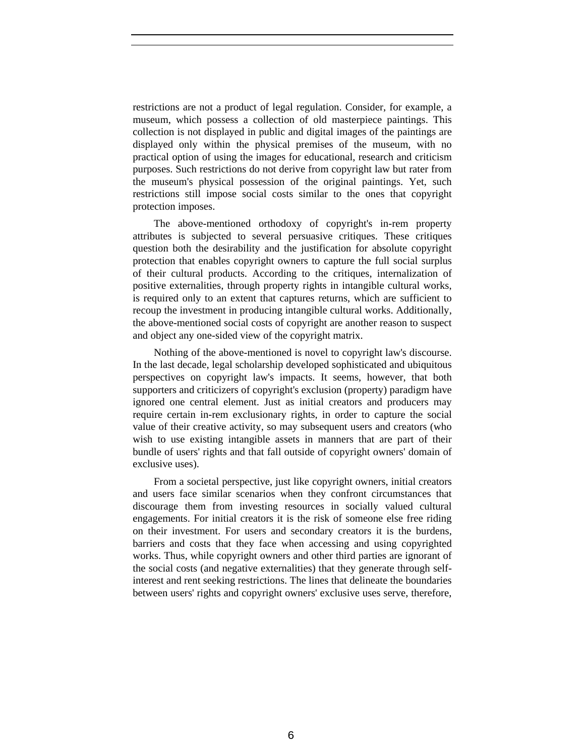restrictions are not a product of legal regulation. Consider, for example, a museum, which possess a collection of old masterpiece paintings. This collection is not displayed in public and digital images of the paintings are displayed only within the physical premises of the museum, with no practical option of using the images for educational, research and criticism purposes. Such restrictions do not derive from copyright law but rater from the museum's physical possession of the original paintings. Yet, such restrictions still impose social costs similar to the ones that copyright protection imposes.

The above-mentioned orthodoxy of copyright's in-rem property attributes is subjected to several persuasive critiques. These critiques question both the desirability and the justification for absolute copyright protection that enables copyright owners to capture the full social surplus of their cultural products. According to the critiques, internalization of positive externalities, through property rights in intangible cultural works, is required only to an extent that captures returns, which are sufficient to recoup the investment in producing intangible cultural works. Additionally, the above-mentioned social costs of copyright are another reason to suspect and object any one-sided view of the copyright matrix.

Nothing of the above-mentioned is novel to copyright law's discourse. In the last decade, legal scholarship developed sophisticated and ubiquitous perspectives on copyright law's impacts. It seems, however, that both supporters and criticizers of copyright's exclusion (property) paradigm have ignored one central element. Just as initial creators and producers may require certain in-rem exclusionary rights, in order to capture the social value of their creative activity, so may subsequent users and creators (who wish to use existing intangible assets in manners that are part of their bundle of users' rights and that fall outside of copyright owners' domain of exclusive uses).

From a societal perspective, just like copyright owners, initial creators and users face similar scenarios when they confront circumstances that discourage them from investing resources in socially valued cultural engagements. For initial creators it is the risk of someone else free riding on their investment. For users and secondary creators it is the burdens, barriers and costs that they face when accessing and using copyrighted works. Thus, while copyright owners and other third parties are ignorant of the social costs (and negative externalities) that they generate through self-interest and rent seeking restrictions. The lines that delineate the boundaries between users' rights and copyright owners' exclusive uses serve, therefore,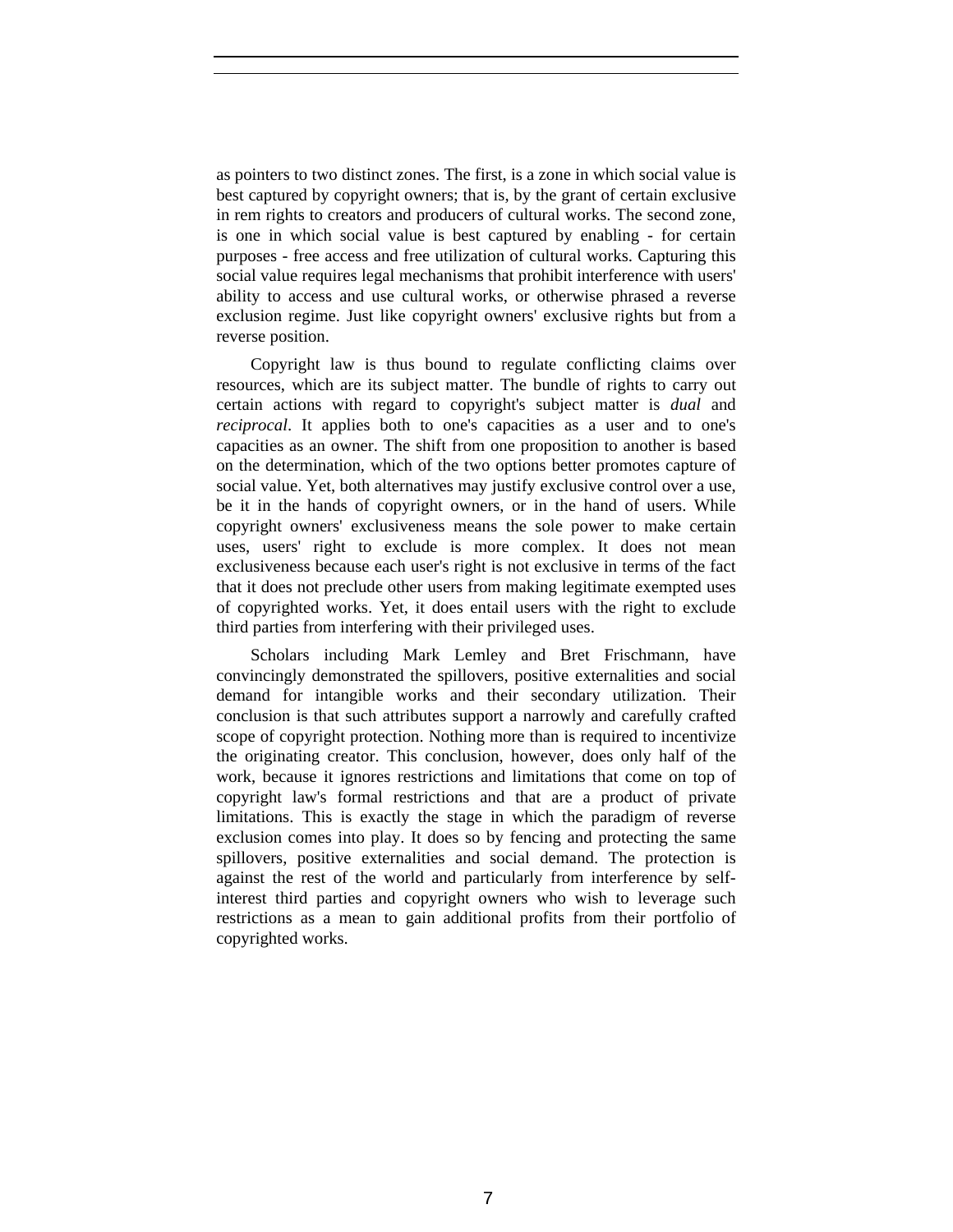as pointers to two distinct zones. The first, is a zone in which social value is best captured by copyright owners; that is, by the grant of certain exclusive in rem rights to creators and producers of cultural works. The second zone, is one in which social value is best captured by enabling - for certain purposes - free access and free utilization of cultural works. Capturing this social value requires legal mechanisms that prohibit interference with users' ability to access and use cultural works, or otherwise phrased a reverse exclusion regime. Just like copyright owners' exclusive rights but from a reverse position.

Copyright law is thus bound to regulate conflicting claims over resources, which are its subject matter. The bundle of rights to carry out certain actions with regard to copyright's subject matter is *dual* and *reciprocal*. It applies both to one's capacities as a user and to one's capacities as an owner. The shift from one proposition to another is based on the determination, which of the two options better promotes capture of social value. Yet, both alternatives may justify exclusive control over a use, be it in the hands of copyright owners, or in the hand of users. While copyright owners' exclusiveness means the sole power to make certain uses, users' right to exclude is more complex. It does not mean exclusiveness because each user's right is not exclusive in terms of the fact that it does not preclude other users from making legitimate exempted uses of copyrighted works. Yet, it does entail users with the right to exclude third parties from interfering with their privileged uses.

Scholars including Mark Lemley and Bret Frischmann, have convincingly demonstrated the spillovers, positive externalities and social demand for intangible works and their secondary utilization. Their conclusion is that such attributes support a narrowly and carefully crafted scope of copyright protection. Nothing more than is required to incentivize the originating creator. This conclusion, however, does only half of the work, because it ignores restrictions and limitations that come on top of copyright law's formal restrictions and that are a product of private limitations. This is exactly the stage in which the paradigm of reverse exclusion comes into play. It does so by fencing and protecting the same spillovers, positive externalities and social demand. The protection is against the rest of the world and particularly from interference by self-interest third parties and copyright owners who wish to leverage such restrictions as a mean to gain additional profits from their portfolio of copyrighted works.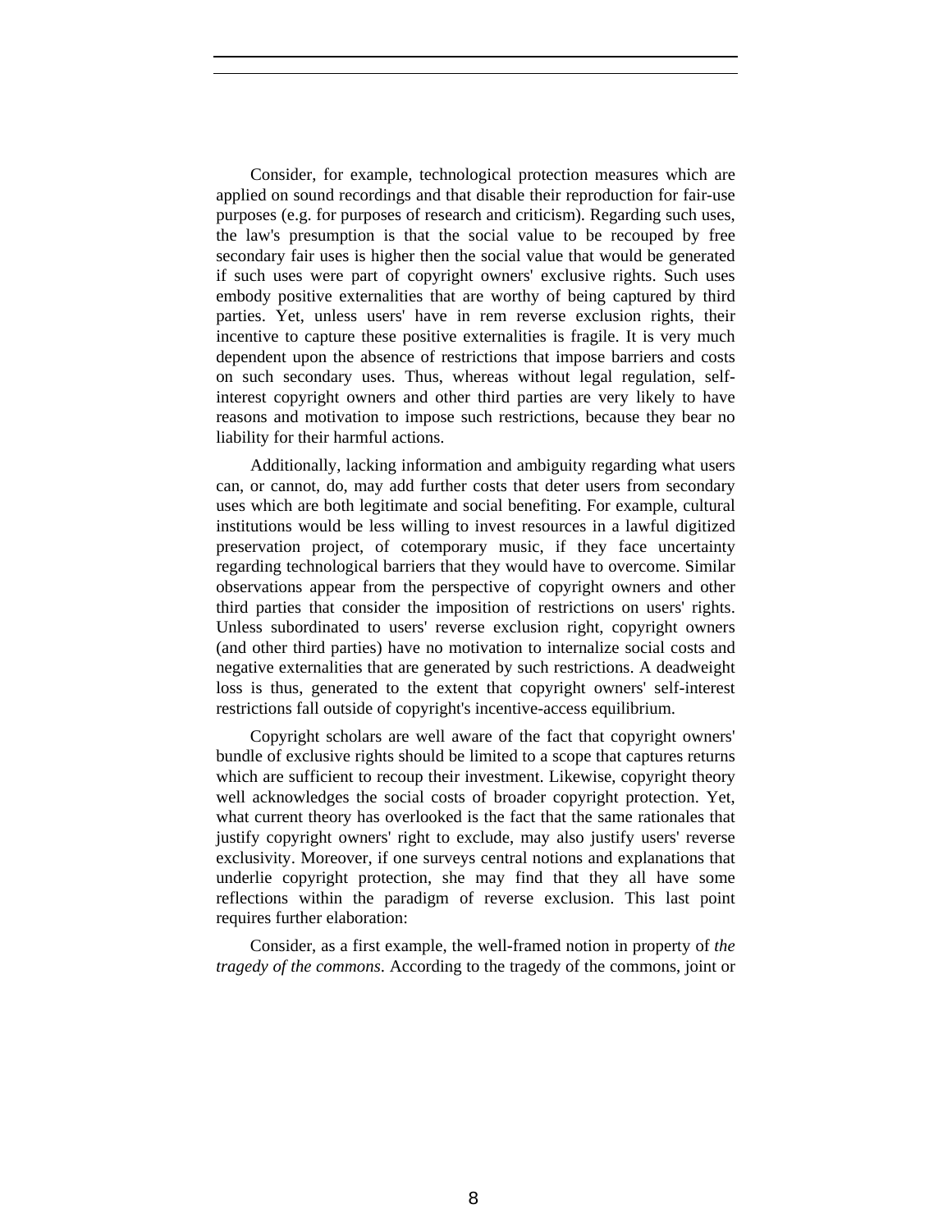Consider, for example, technological protection measures which are applied on sound recordings and that disable their reproduction for fair-use purposes (e.g. for purposes of research and criticism). Regarding such uses, the law's presumption is that the social value to be recouped by free secondary fair uses is higher then the social value that would be generated if such uses were part of copyright owners' exclusive rights. Such uses embody positive externalities that are worthy of being captured by third parties. Yet, unless users' have in rem reverse exclusion rights, their incentive to capture these positive externalities is fragile. It is very much dependent upon the absence of restrictions that impose barriers and costs on such secondary uses. Thus, whereas without legal regulation, self-interest copyright owners and other third parties are very likely to have reasons and motivation to impose such restrictions, because they bear no liability for their harmful actions.

Additionally, lacking information and ambiguity regarding what users can, or cannot, do, may add further costs that deter users from secondary uses which are both legitimate and social benefiting. For example, cultural institutions would be less willing to invest resources in a lawful digitized preservation project, of cotemporary music, if they face uncertainty regarding technological barriers that they would have to overcome. Similar observations appear from the perspective of copyright owners and other third parties that consider the imposition of restrictions on users' rights. Unless subordinated to users' reverse exclusion right, copyright owners (and other third parties) have no motivation to internalize social costs and negative externalities that are generated by such restrictions. A deadweight loss is thus, generated to the extent that copyright owners' self-interest restrictions fall outside of copyright's incentive-access equilibrium.

Copyright scholars are well aware of the fact that copyright owners' bundle of exclusive rights should be limited to a scope that captures returns which are sufficient to recoup their investment. Likewise, copyright theory well acknowledges the social costs of broader copyright protection. Yet, what current theory has overlooked is the fact that the same rationales that justify copyright owners' right to exclude, may also justify users' reverse exclusivity. Moreover, if one surveys central notions and explanations that underlie copyright protection, she may find that they all have some reflections within the paradigm of reverse exclusion. This last point requires further elaboration:

Consider, as a first example, the well-framed notion in property of *the tragedy of the commons*. According to the tragedy of the commons, joint or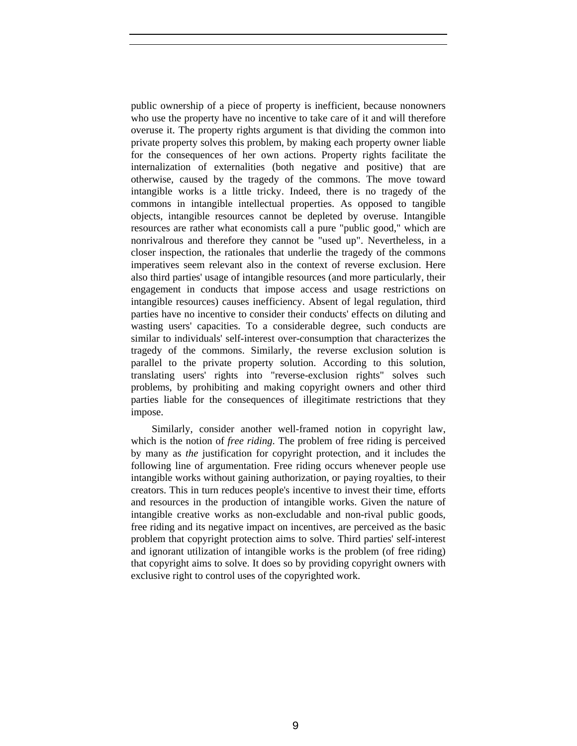public ownership of a piece of property is inefficient, because nonowners who use the property have no incentive to take care of it and will therefore overuse it. The property rights argument is that dividing the common into private property solves this problem, by making each property owner liable for the consequences of her own actions. Property rights facilitate the internalization of externalities (both negative and positive) that are otherwise, caused by the tragedy of the commons. The move toward intangible works is a little tricky. Indeed, there is no tragedy of the commons in intangible intellectual properties. As opposed to tangible objects, intangible resources cannot be depleted by overuse. Intangible resources are rather what economists call a pure "public good," which are nonrivalrous and therefore they cannot be "used up". Nevertheless, in a closer inspection, the rationales that underlie the tragedy of the commons imperatives seem relevant also in the context of reverse exclusion. Here also third parties' usage of intangible resources (and more particularly, their engagement in conducts that impose access and usage restrictions on intangible resources) causes inefficiency. Absent of legal regulation, third parties have no incentive to consider their conducts' effects on diluting and wasting users' capacities. To a considerable degree, such conducts are similar to individuals' self-interest over-consumption that characterizes the tragedy of the commons. Similarly, the reverse exclusion solution is parallel to the private property solution. According to this solution, translating users' rights into "reverse-exclusion rights" solves such problems, by prohibiting and making copyright owners and other third parties liable for the consequences of illegitimate restrictions that they impose.

Similarly, consider another well-framed notion in copyright law, which is the notion of *free riding*. The problem of free riding is perceived by many as *the* justification for copyright protection, and it includes the following line of argumentation. Free riding occurs whenever people use intangible works without gaining authorization, or paying royalties, to their creators. This in turn reduces people's incentive to invest their time, efforts and resources in the production of intangible works. Given the nature of intangible creative works as non-excludable and non-rival public goods, free riding and its negative impact on incentives, are perceived as the basic problem that copyright protection aims to solve. Third parties' self-interest and ignorant utilization of intangible works is the problem (of free riding) that copyright aims to solve. It does so by providing copyright owners with exclusive right to control uses of the copyrighted work.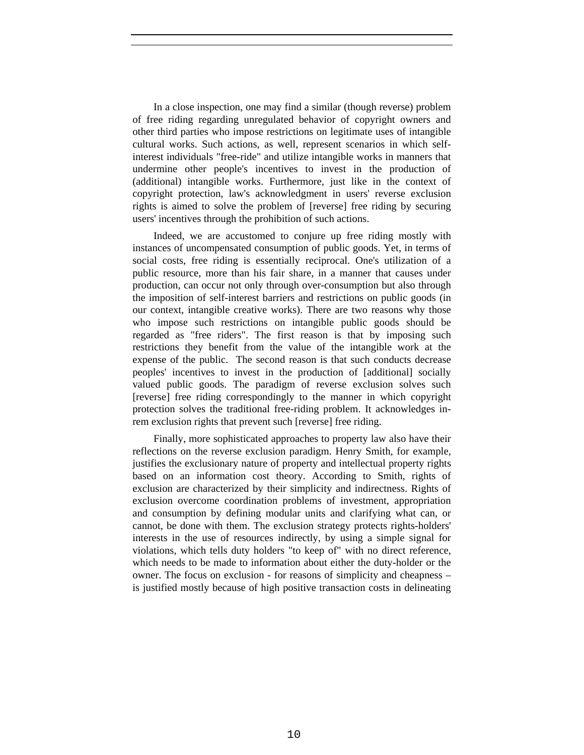In a close inspection, one may find a similar (though reverse) problem of free riding regarding unregulated behavior of copyright owners and other third parties who impose restrictions on legitimate uses of intangible cultural works. Such actions, as well, represent scenarios in which self-interest individuals "free-ride" and utilize intangible works in manners that undermine other people's incentives to invest in the production of (additional) intangible works. Furthermore, just like in the context of copyright protection, law's acknowledgment in users' reverse exclusion rights is aimed to solve the problem of [reverse] free riding by securing users' incentives through the prohibition of such actions.

Indeed, we are accustomed to conjure up free riding mostly with instances of uncompensated consumption of public goods. Yet, in terms of social costs, free riding is essentially reciprocal. One's utilization of a public resource, more than his fair share, in a manner that causes under production, can occur not only through over-consumption but also through the imposition of self-interest barriers and restrictions on public goods (in our context, intangible creative works). There are two reasons why those who impose such restrictions on intangible public goods should be regarded as "free riders". The first reason is that by imposing such restrictions they benefit from the value of the intangible work at the expense of the public. The second reason is that such conducts decrease peoples' incentives to invest in the production of [additional] socially valued public goods. The paradigm of reverse exclusion solves such [reverse] free riding correspondingly to the manner in which copyright protection solves the traditional free-riding problem. It acknowledges in-rem exclusion rights that prevent such [reverse] free riding.

Finally, more sophisticated approaches to property law also have their reflections on the reverse exclusion paradigm. Henry Smith, for example, justifies the exclusionary nature of property and intellectual property rights based on an information cost theory. According to Smith, rights of exclusion are characterized by their simplicity and indirectness. Rights of exclusion overcome coordination problems of investment, appropriation and consumption by defining modular units and clarifying what can, or cannot, be done with them. The exclusion strategy protects rights-holders' interests in the use of resources indirectly, by using a simple signal for violations, which tells duty holders "to keep of" with no direct reference, which needs to be made to information about either the duty-holder or the owner. The focus on exclusion - for reasons of simplicity and cheapness – is justified mostly because of high positive transaction costs in delineating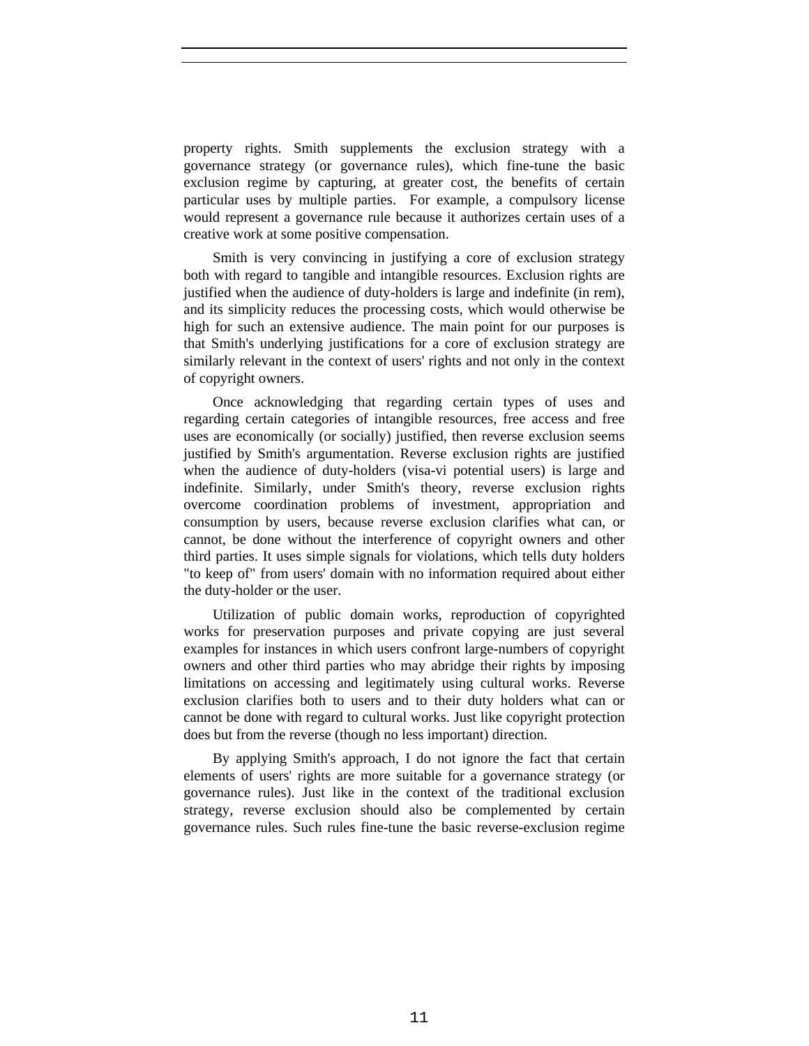property rights. Smith supplements the exclusion strategy with a governance strategy (or governance rules), which fine-tune the basic exclusion regime by capturing, at greater cost, the benefits of certain particular uses by multiple parties. For example, a compulsory license would represent a governance rule because it authorizes certain uses of a creative work at some positive compensation.

Smith is very convincing in justifying a core of exclusion strategy both with regard to tangible and intangible resources. Exclusion rights are justified when the audience of duty-holders is large and indefinite (in rem), and its simplicity reduces the processing costs, which would otherwise be high for such an extensive audience. The main point for our purposes is that Smith's underlying justifications for a core of exclusion strategy are similarly relevant in the context of users' rights and not only in the context of copyright owners.

Once acknowledging that regarding certain types of uses and regarding certain categories of intangible resources, free access and free uses are economically (or socially) justified, then reverse exclusion seems justified by Smith's argumentation. Reverse exclusion rights are justified when the audience of duty-holders (visa-vi potential users) is large and indefinite. Similarly, under Smith's theory, reverse exclusion rights overcome coordination problems of investment, appropriation and consumption by users, because reverse exclusion clarifies what can, or cannot, be done without the interference of copyright owners and other third parties. It uses simple signals for violations, which tells duty holders "to keep of" from users' domain with no information required about either the duty-holder or the user.

Utilization of public domain works, reproduction of copyrighted works for preservation purposes and private copying are just several examples for instances in which users confront large-numbers of copyright owners and other third parties who may abridge their rights by imposing limitations on accessing and legitimately using cultural works. Reverse exclusion clarifies both to users and to their duty holders what can or cannot be done with regard to cultural works. Just like copyright protection does but from the reverse (though no less important) direction.

By applying Smith's approach, I do not ignore the fact that certain elements of users' rights are more suitable for a governance strategy (or governance rules). Just like in the context of the traditional exclusion strategy, reverse exclusion should also be complemented by certain governance rules. Such rules fine-tune the basic reverse-exclusion regime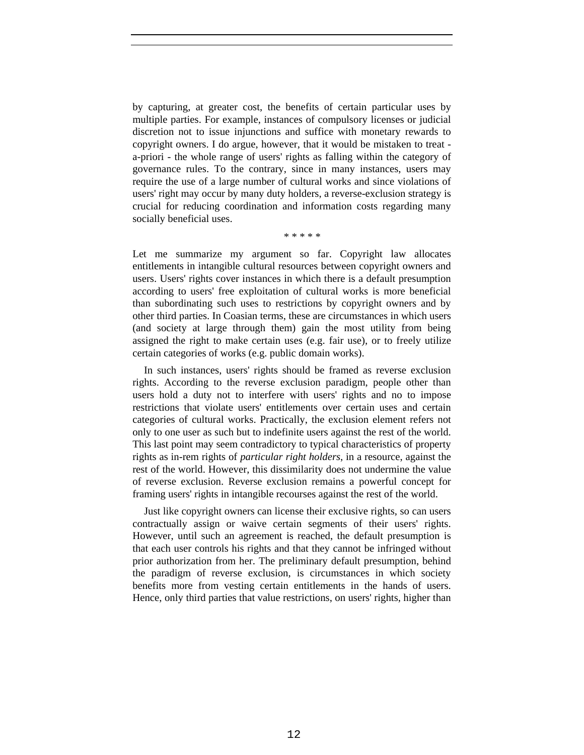by capturing, at greater cost, the benefits of certain particular uses by multiple parties. For example, instances of compulsory licenses or judicial discretion not to issue injunctions and suffice with monetary rewards to copyright owners. I do argue, however, that it would be mistaken to treat - a-priori - the whole range of users' rights as falling within the category of governance rules. To the contrary, since in many instances, users may require the use of a large number of cultural works and since violations of users' right may occur by many duty holders, a reverse-exclusion strategy is crucial for reducing coordination and information costs regarding many socially beneficial uses.

\* \* \* \* \*

Let me summarize my argument so far. Copyright law allocates entitlements in intangible cultural resources between copyright owners and users. Users' rights cover instances in which there is a default presumption according to users' free exploitation of cultural works is more beneficial than subordinating such uses to restrictions by copyright owners and by other third parties. In Coasian terms, these are circumstances in which users (and society at large through them) gain the most utility from being assigned the right to make certain uses (e.g. fair use), or to freely utilize certain categories of works (e.g. public domain works).

In such instances, users' rights should be framed as reverse exclusion rights. According to the reverse exclusion paradigm, people other than users hold a duty not to interfere with users' rights and no to impose restrictions that violate users' entitlements over certain uses and certain categories of cultural works. Practically, the exclusion element refers not only to one user as such but to indefinite users against the rest of the world. This last point may seem contradictory to typical characteristics of property rights as in-rem rights of *particular right holders*, in a resource, against the rest of the world. However, this dissimilarity does not undermine the value of reverse exclusion. Reverse exclusion remains a powerful concept for framing users' rights in intangible recourses against the rest of the world.

Just like copyright owners can license their exclusive rights, so can users contractually assign or waive certain segments of their users' rights. However, until such an agreement is reached, the default presumption is that each user controls his rights and that they cannot be infringed without prior authorization from her. The preliminary default presumption, behind the paradigm of reverse exclusion, is circumstances in which society benefits more from vesting certain entitlements in the hands of users. Hence, only third parties that value restrictions, on users' rights, higher than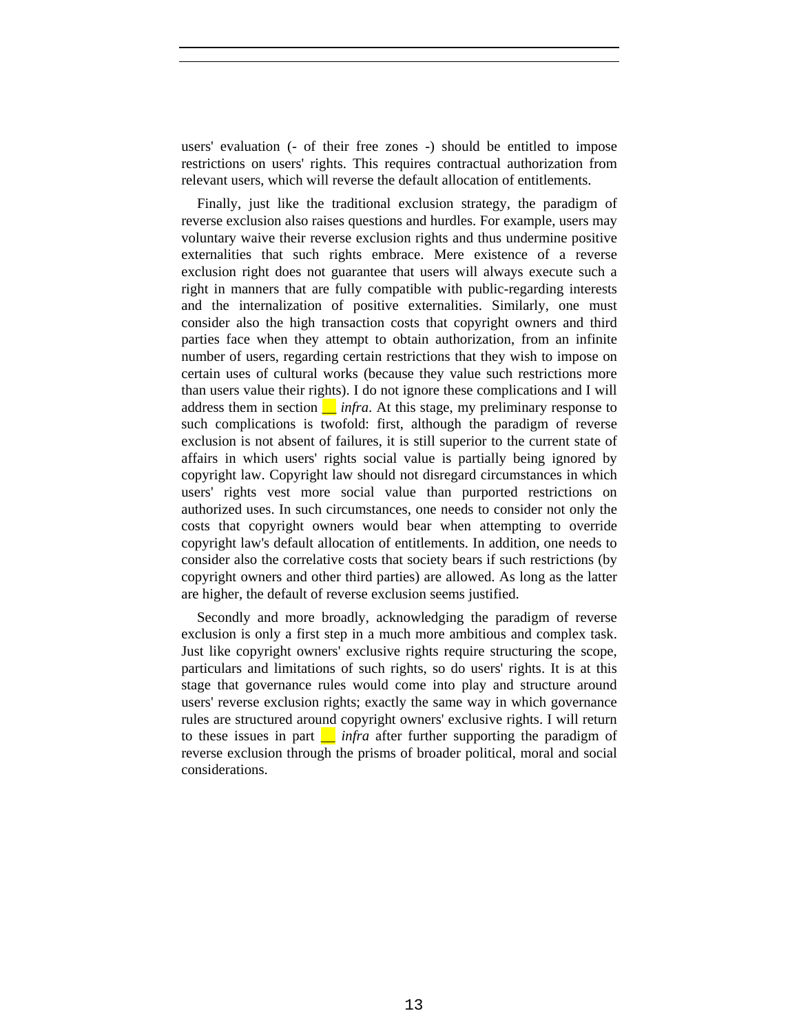users' evaluation (- of their free zones -) should be entitled to impose restrictions on users' rights. This requires contractual authorization from relevant users, which will reverse the default allocation of entitlements.

Finally, just like the traditional exclusion strategy, the paradigm of reverse exclusion also raises questions and hurdles. For example, users may voluntary waive their reverse exclusion rights and thus undermine positive externalities that such rights embrace. Mere existence of a reverse exclusion right does not guarantee that users will always execute such a right in manners that are fully compatible with public-regarding interests and the internalization of positive externalities. Similarly, one must consider also the high transaction costs that copyright owners and third parties face when they attempt to obtain authorization, from an infinite number of users, regarding certain restrictions that they wish to impose on certain uses of cultural works (because they value such restrictions more than users value their rights). I do not ignore these complications and I will address them in section __ *infra*. At this stage, my preliminary response to such complications is twofold: first, although the paradigm of reverse exclusion is not absent of failures, it is still superior to the current state of affairs in which users' rights social value is partially being ignored by copyright law. Copyright law should not disregard circumstances in which users' rights vest more social value than purported restrictions on authorized uses. In such circumstances, one needs to consider not only the costs that copyright owners would bear when attempting to override copyright law's default allocation of entitlements. In addition, one needs to consider also the correlative costs that society bears if such restrictions (by copyright owners and other third parties) are allowed. As long as the latter are higher, the default of reverse exclusion seems justified.

Secondly and more broadly, acknowledging the paradigm of reverse exclusion is only a first step in a much more ambitious and complex task. Just like copyright owners' exclusive rights require structuring the scope, particulars and limitations of such rights, so do users' rights. It is at this stage that governance rules would come into play and structure around users' reverse exclusion rights; exactly the same way in which governance rules are structured around copyright owners' exclusive rights. I will return to these issues in part __ *infra* after further supporting the paradigm of reverse exclusion through the prisms of broader political, moral and social considerations.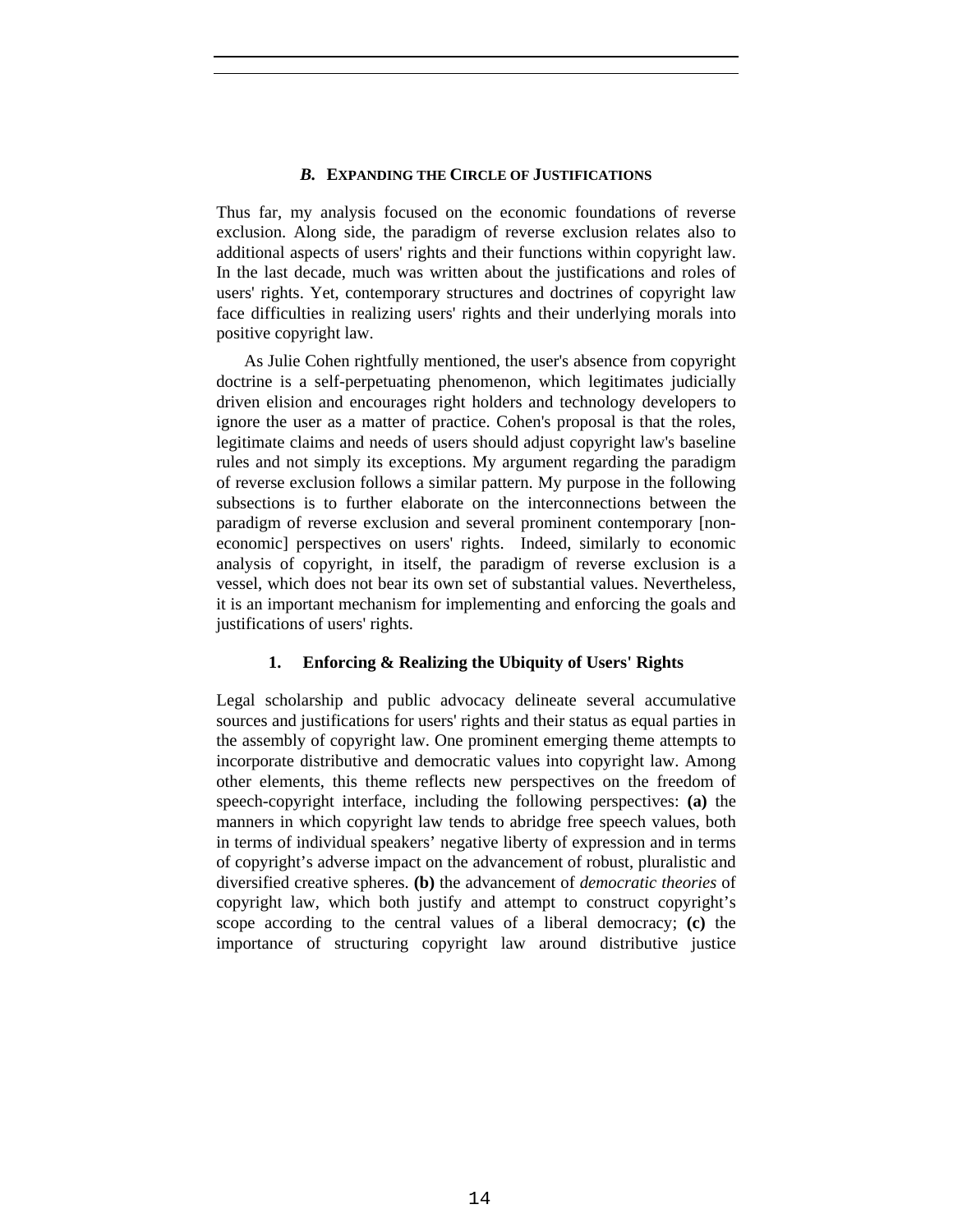### *B.* Expanding the Circle of Justifications

Thus far, my analysis focused on the economic foundations of reverse exclusion. Along side, the paradigm of reverse exclusion relates also to additional aspects of users' rights and their functions within copyright law. In the last decade, much was written about the justifications and roles of users' rights. Yet, contemporary structures and doctrines of copyright law face difficulties in realizing users' rights and their underlying morals into positive copyright law.

As Julie Cohen rightfully mentioned, the user's absence from copyright doctrine is a self-perpetuating phenomenon, which legitimates judicially driven elision and encourages right holders and technology developers to ignore the user as a matter of practice. Cohen's proposal is that the roles, legitimate claims and needs of users should adjust copyright law's baseline rules and not simply its exceptions. My argument regarding the paradigm of reverse exclusion follows a similar pattern. My purpose in the following subsections is to further elaborate on the interconnections between the paradigm of reverse exclusion and several prominent contemporary [non-economic] perspectives on users' rights. Indeed, similarly to economic analysis of copyright, in itself, the paradigm of reverse exclusion is a vessel, which does not bear its own set of substantial values. Nevertheless, it is an important mechanism for implementing and enforcing the goals and justifications of users' rights.

#### 1. Enforcing & Realizing the Ubiquity of Users' Rights

Legal scholarship and public advocacy delineate several accumulative sources and justifications for users' rights and their status as equal parties in the assembly of copyright law. One prominent emerging theme attempts to incorporate distributive and democratic values into copyright law. Among other elements, this theme reflects new perspectives on the freedom of speech-copyright interface, including the following perspectives: **(a)** the manners in which copyright law tends to abridge free speech values, both in terms of individual speakers' negative liberty of expression and in terms of copyright's adverse impact on the advancement of robust, pluralistic and diversified creative spheres. **(b)** the advancement of *democratic theories* of copyright law, which both justify and attempt to construct copyright's scope according to the central values of a liberal democracy; **(c)** the importance of structuring copyright law around distributive justice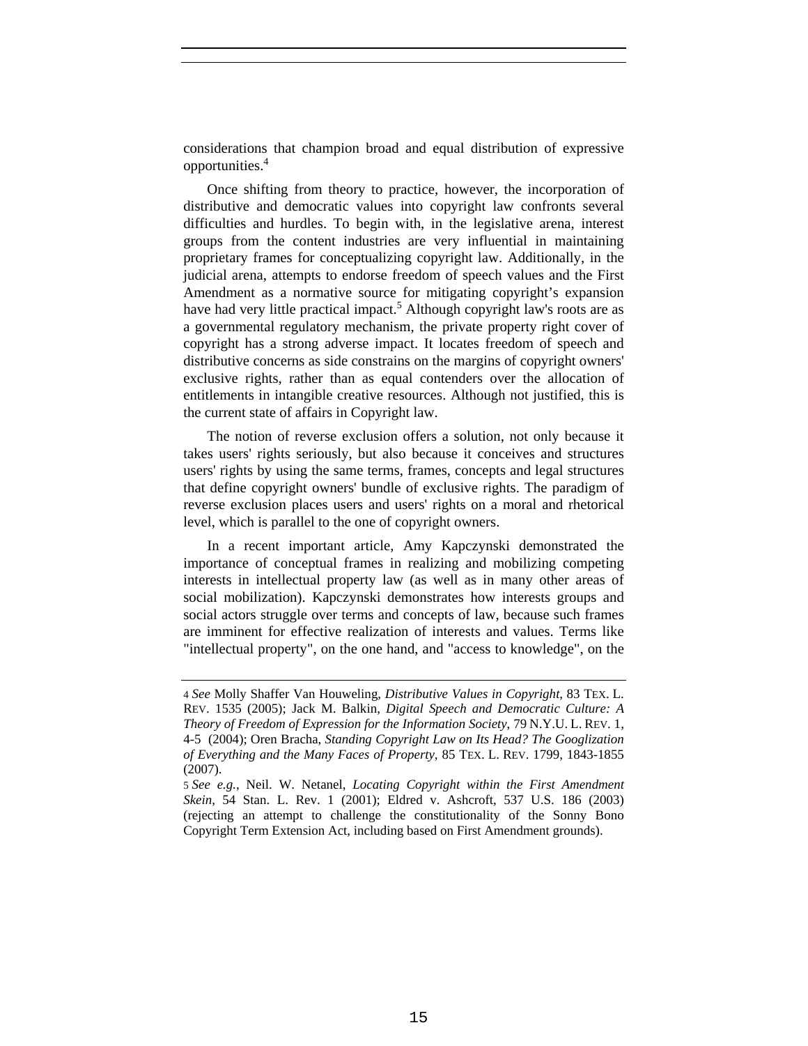considerations that champion broad and equal distribution of expressive opportunities.[4]

Once shifting from theory to practice, however, the incorporation of distributive and democratic values into copyright law confronts several difficulties and hurdles. To begin with, in the legislative arena, interest groups from the content industries are very influential in maintaining proprietary frames for conceptualizing copyright law. Additionally, in the judicial arena, attempts to endorse freedom of speech values and the First Amendment as a normative source for mitigating copyright's expansion have had very little practical impact.[5] Although copyright law's roots are as a governmental regulatory mechanism, the private property right cover of copyright has a strong adverse impact. It locates freedom of speech and distributive concerns as side constrains on the margins of copyright owners' exclusive rights, rather than as equal contenders over the allocation of entitlements in intangible creative resources. Although not justified, this is the current state of affairs in Copyright law.

The notion of reverse exclusion offers a solution, not only because it takes users' rights seriously, but also because it conceives and structures users' rights by using the same terms, frames, concepts and legal structures that define copyright owners' bundle of exclusive rights. The paradigm of reverse exclusion places users and users' rights on a moral and rhetorical level, which is parallel to the one of copyright owners.

In a recent important article, Amy Kapczynski demonstrated the importance of conceptual frames in realizing and mobilizing competing interests in intellectual property law (as well as in many other areas of social mobilization). Kapczynski demonstrates how interests groups and social actors struggle over terms and concepts of law, because such frames are imminent for effective realization of interests and values. Terms like "intellectual property", on the one hand, and "access to knowledge", on the

---

4 *See* Molly Shaffer Van Houweling, *Distributive Values in Copyright*, 83 TEX. L. REV. 1535 (2005); Jack M. Balkin, *Digital Speech and Democratic Culture: A Theory of Freedom of Expression for the Information Society*, 79 N.Y.U. L. REV. 1, 4-5 (2004); Oren Bracha, *Standing Copyright Law on Its Head? The Googlization of Everything and the Many Faces of Property*, 85 TEX. L. REV. 1799, 1843-1855 (2007).

5 *See e.g.*, Neil. W. Netanel, *Locating Copyright within the First Amendment Skein*, 54 Stan. L. Rev. 1 (2001); Eldred v. Ashcroft, 537 U.S. 186 (2003) (rejecting an attempt to challenge the constitutionality of the Sonny Bono Copyright Term Extension Act, including based on First Amendment grounds).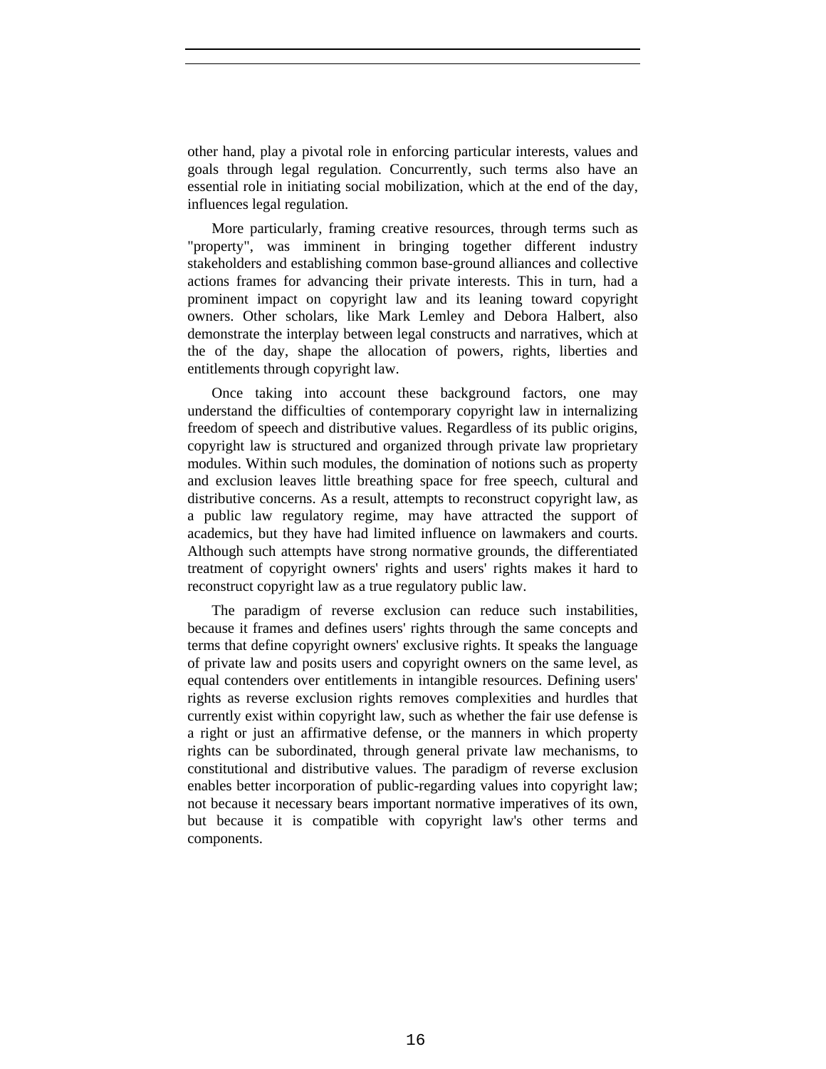other hand, play a pivotal role in enforcing particular interests, values and goals through legal regulation. Concurrently, such terms also have an essential role in initiating social mobilization, which at the end of the day, influences legal regulation.

More particularly, framing creative resources, through terms such as "property", was imminent in bringing together different industry stakeholders and establishing common base-ground alliances and collective actions frames for advancing their private interests. This in turn, had a prominent impact on copyright law and its leaning toward copyright owners. Other scholars, like Mark Lemley and Debora Halbert, also demonstrate the interplay between legal constructs and narratives, which at the of the day, shape the allocation of powers, rights, liberties and entitlements through copyright law.

Once taking into account these background factors, one may understand the difficulties of contemporary copyright law in internalizing freedom of speech and distributive values. Regardless of its public origins, copyright law is structured and organized through private law proprietary modules. Within such modules, the domination of notions such as property and exclusion leaves little breathing space for free speech, cultural and distributive concerns. As a result, attempts to reconstruct copyright law, as a public law regulatory regime, may have attracted the support of academics, but they have had limited influence on lawmakers and courts. Although such attempts have strong normative grounds, the differentiated treatment of copyright owners' rights and users' rights makes it hard to reconstruct copyright law as a true regulatory public law.

The paradigm of reverse exclusion can reduce such instabilities, because it frames and defines users' rights through the same concepts and terms that define copyright owners' exclusive rights. It speaks the language of private law and posits users and copyright owners on the same level, as equal contenders over entitlements in intangible resources. Defining users' rights as reverse exclusion rights removes complexities and hurdles that currently exist within copyright law, such as whether the fair use defense is a right or just an affirmative defense, or the manners in which property rights can be subordinated, through general private law mechanisms, to constitutional and distributive values. The paradigm of reverse exclusion enables better incorporation of public-regarding values into copyright law; not because it necessary bears important normative imperatives of its own, but because it is compatible with copyright law's other terms and components.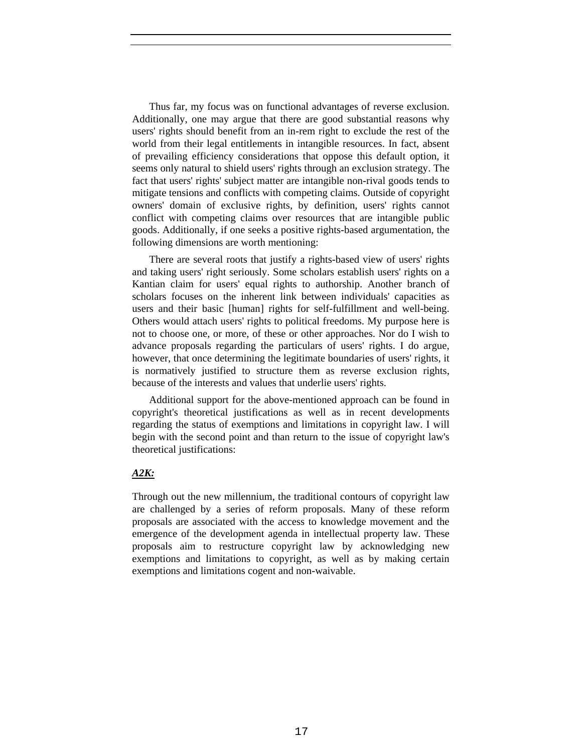Thus far, my focus was on functional advantages of reverse exclusion. Additionally, one may argue that there are good substantial reasons why users' rights should benefit from an in-rem right to exclude the rest of the world from their legal entitlements in intangible resources. In fact, absent of prevailing efficiency considerations that oppose this default option, it seems only natural to shield users' rights through an exclusion strategy. The fact that users' rights' subject matter are intangible non-rival goods tends to mitigate tensions and conflicts with competing claims. Outside of copyright owners' domain of exclusive rights, by definition, users' rights cannot conflict with competing claims over resources that are intangible public goods. Additionally, if one seeks a positive rights-based argumentation, the following dimensions are worth mentioning:

There are several roots that justify a rights-based view of users' rights and taking users' right seriously. Some scholars establish users' rights on a Kantian claim for users' equal rights to authorship. Another branch of scholars focuses on the inherent link between individuals' capacities as users and their basic [human] rights for self-fulfillment and well-being. Others would attach users' rights to political freedoms. My purpose here is not to choose one, or more, of these or other approaches. Nor do I wish to advance proposals regarding the particulars of users' rights. I do argue, however, that once determining the legitimate boundaries of users' rights, it is normatively justified to structure them as reverse exclusion rights, because of the interests and values that underlie users' rights.

Additional support for the above-mentioned approach can be found in copyright's theoretical justifications as well as in recent developments regarding the status of exemptions and limitations in copyright law. I will begin with the second point and than return to the issue of copyright law's theoretical justifications:

***A2K:***

Through out the new millennium, the traditional contours of copyright law are challenged by a series of reform proposals. Many of these reform proposals are associated with the access to knowledge movement and the emergence of the development agenda in intellectual property law. These proposals aim to restructure copyright law by acknowledging new exemptions and limitations to copyright, as well as by making certain exemptions and limitations cogent and non-waivable.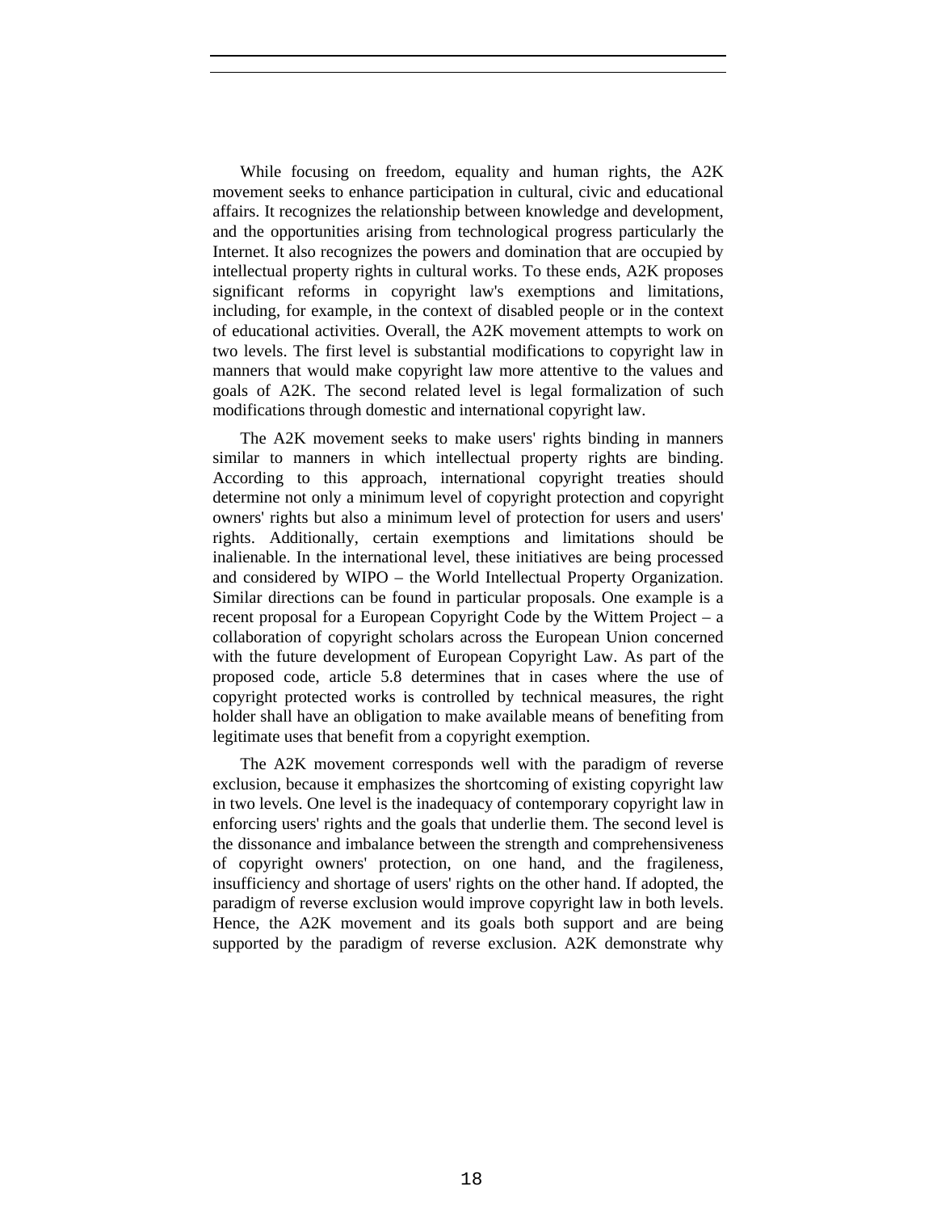While focusing on freedom, equality and human rights, the A2K movement seeks to enhance participation in cultural, civic and educational affairs. It recognizes the relationship between knowledge and development, and the opportunities arising from technological progress particularly the Internet. It also recognizes the powers and domination that are occupied by intellectual property rights in cultural works. To these ends, A2K proposes significant reforms in copyright law's exemptions and limitations, including, for example, in the context of disabled people or in the context of educational activities. Overall, the A2K movement attempts to work on two levels. The first level is substantial modifications to copyright law in manners that would make copyright law more attentive to the values and goals of A2K. The second related level is legal formalization of such modifications through domestic and international copyright law.

The A2K movement seeks to make users' rights binding in manners similar to manners in which intellectual property rights are binding. According to this approach, international copyright treaties should determine not only a minimum level of copyright protection and copyright owners' rights but also a minimum level of protection for users and users' rights. Additionally, certain exemptions and limitations should be inalienable. In the international level, these initiatives are being processed and considered by WIPO – the World Intellectual Property Organization. Similar directions can be found in particular proposals. One example is a recent proposal for a European Copyright Code by the Wittem Project – a collaboration of copyright scholars across the European Union concerned with the future development of European Copyright Law. As part of the proposed code, article 5.8 determines that in cases where the use of copyright protected works is controlled by technical measures, the right holder shall have an obligation to make available means of benefiting from legitimate uses that benefit from a copyright exemption.

The A2K movement corresponds well with the paradigm of reverse exclusion, because it emphasizes the shortcoming of existing copyright law in two levels. One level is the inadequacy of contemporary copyright law in enforcing users' rights and the goals that underlie them. The second level is the dissonance and imbalance between the strength and comprehensiveness of copyright owners' protection, on one hand, and the fragileness, insufficiency and shortage of users' rights on the other hand. If adopted, the paradigm of reverse exclusion would improve copyright law in both levels. Hence, the A2K movement and its goals both support and are being supported by the paradigm of reverse exclusion. A2K demonstrate why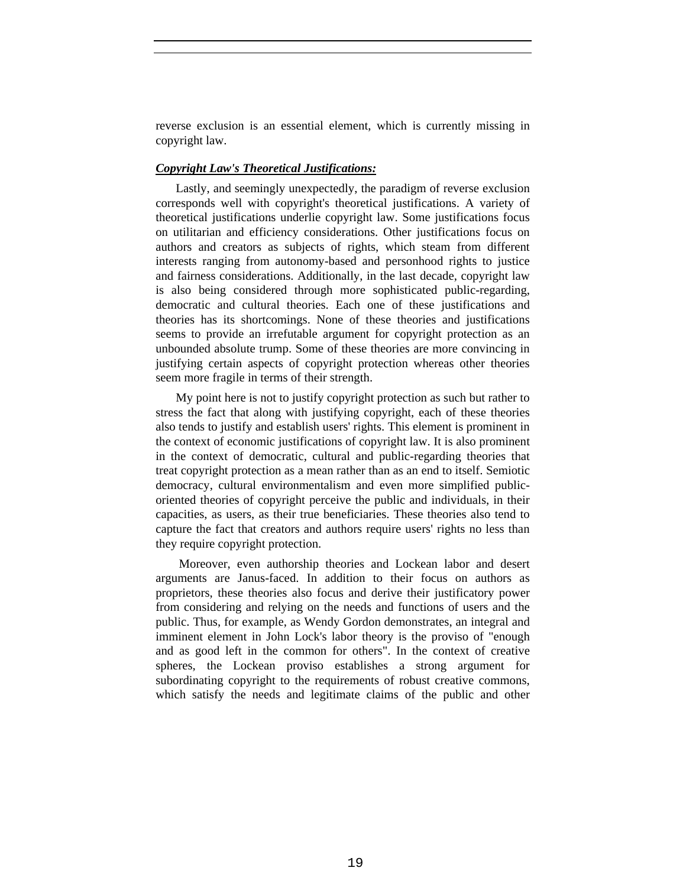reverse exclusion is an essential element, which is currently missing in copyright law.

***Copyright Law's Theoretical Justifications:***

Lastly, and seemingly unexpectedly, the paradigm of reverse exclusion corresponds well with copyright's theoretical justifications. A variety of theoretical justifications underlie copyright law. Some justifications focus on utilitarian and efficiency considerations. Other justifications focus on authors and creators as subjects of rights, which steam from different interests ranging from autonomy-based and personhood rights to justice and fairness considerations. Additionally, in the last decade, copyright law is also being considered through more sophisticated public-regarding, democratic and cultural theories. Each one of these justifications and theories has its shortcomings. None of these theories and justifications seems to provide an irrefutable argument for copyright protection as an unbounded absolute trump. Some of these theories are more convincing in justifying certain aspects of copyright protection whereas other theories seem more fragile in terms of their strength.

My point here is not to justify copyright protection as such but rather to stress the fact that along with justifying copyright, each of these theories also tends to justify and establish users' rights. This element is prominent in the context of economic justifications of copyright law. It is also prominent in the context of democratic, cultural and public-regarding theories that treat copyright protection as a mean rather than as an end to itself. Semiotic democracy, cultural environmentalism and even more simplified public-oriented theories of copyright perceive the public and individuals, in their capacities, as users, as their true beneficiaries. These theories also tend to capture the fact that creators and authors require users' rights no less than they require copyright protection.

Moreover, even authorship theories and Lockean labor and desert arguments are Janus-faced. In addition to their focus on authors as proprietors, these theories also focus and derive their justificatory power from considering and relying on the needs and functions of users and the public. Thus, for example, as Wendy Gordon demonstrates, an integral and imminent element in John Lock's labor theory is the proviso of "enough and as good left in the common for others". In the context of creative spheres, the Lockean proviso establishes a strong argument for subordinating copyright to the requirements of robust creative commons, which satisfy the needs and legitimate claims of the public and other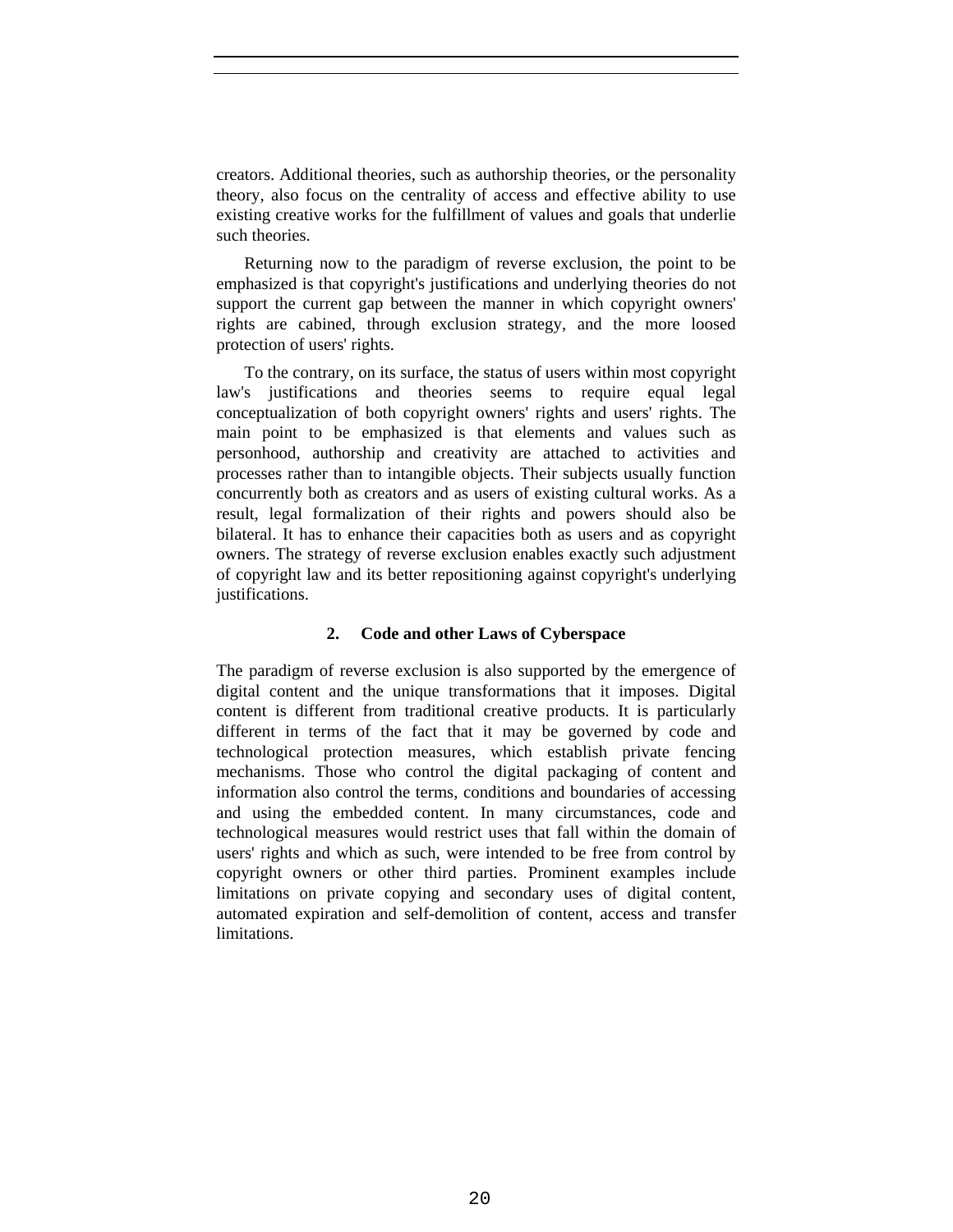creators. Additional theories, such as authorship theories, or the personality theory, also focus on the centrality of access and effective ability to use existing creative works for the fulfillment of values and goals that underlie such theories.

Returning now to the paradigm of reverse exclusion, the point to be emphasized is that copyright's justifications and underlying theories do not support the current gap between the manner in which copyright owners' rights are cabined, through exclusion strategy, and the more loosed protection of users' rights.

To the contrary, on its surface, the status of users within most copyright law's justifications and theories seems to require equal legal conceptualization of both copyright owners' rights and users' rights. The main point to be emphasized is that elements and values such as personhood, authorship and creativity are attached to activities and processes rather than to intangible objects. Their subjects usually function concurrently both as creators and as users of existing cultural works. As a result, legal formalization of their rights and powers should also be bilateral. It has to enhance their capacities both as users and as copyright owners. The strategy of reverse exclusion enables exactly such adjustment of copyright law and its better repositioning against copyright's underlying justifications.

### 2. Code and other Laws of Cyberspace

The paradigm of reverse exclusion is also supported by the emergence of digital content and the unique transformations that it imposes. Digital content is different from traditional creative products. It is particularly different in terms of the fact that it may be governed by code and technological protection measures, which establish private fencing mechanisms. Those who control the digital packaging of content and information also control the terms, conditions and boundaries of accessing and using the embedded content. In many circumstances, code and technological measures would restrict uses that fall within the domain of users' rights and which as such, were intended to be free from control by copyright owners or other third parties. Prominent examples include limitations on private copying and secondary uses of digital content, automated expiration and self-demolition of content, access and transfer limitations.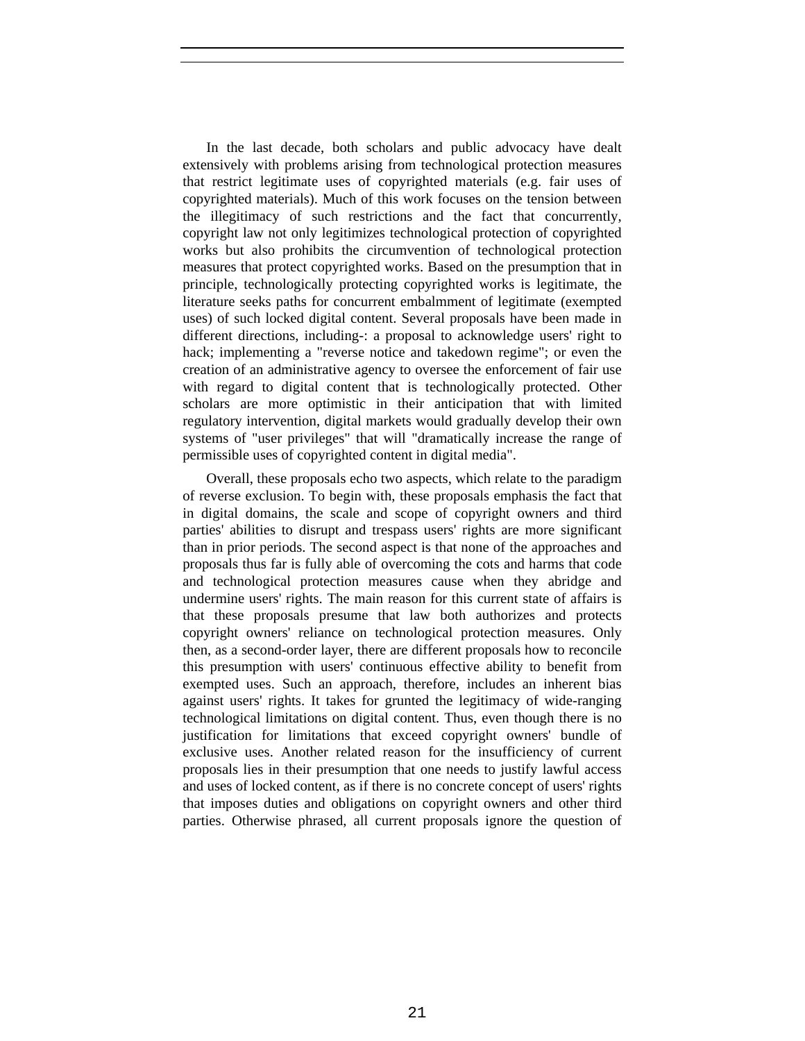In the last decade, both scholars and public advocacy have dealt extensively with problems arising from technological protection measures that restrict legitimate uses of copyrighted materials (e.g. fair uses of copyrighted materials). Much of this work focuses on the tension between the illegitimacy of such restrictions and the fact that concurrently, copyright law not only legitimizes technological protection of copyrighted works but also prohibits the circumvention of technological protection measures that protect copyrighted works. Based on the presumption that in principle, technologically protecting copyrighted works is legitimate, the literature seeks paths for concurrent embalmment of legitimate (exempted uses) of such locked digital content. Several proposals have been made in different directions, including-: a proposal to acknowledge users' right to hack; implementing a "reverse notice and takedown regime"; or even the creation of an administrative agency to oversee the enforcement of fair use with regard to digital content that is technologically protected. Other scholars are more optimistic in their anticipation that with limited regulatory intervention, digital markets would gradually develop their own systems of "user privileges" that will "dramatically increase the range of permissible uses of copyrighted content in digital media".

Overall, these proposals echo two aspects, which relate to the paradigm of reverse exclusion. To begin with, these proposals emphasis the fact that in digital domains, the scale and scope of copyright owners and third parties' abilities to disrupt and trespass users' rights are more significant than in prior periods. The second aspect is that none of the approaches and proposals thus far is fully able of overcoming the cots and harms that code and technological protection measures cause when they abridge and undermine users' rights. The main reason for this current state of affairs is that these proposals presume that law both authorizes and protects copyright owners' reliance on technological protection measures. Only then, as a second-order layer, there are different proposals how to reconcile this presumption with users' continuous effective ability to benefit from exempted uses. Such an approach, therefore, includes an inherent bias against users' rights. It takes for grunted the legitimacy of wide-ranging technological limitations on digital content. Thus, even though there is no justification for limitations that exceed copyright owners' bundle of exclusive uses. Another related reason for the insufficiency of current proposals lies in their presumption that one needs to justify lawful access and uses of locked content, as if there is no concrete concept of users' rights that imposes duties and obligations on copyright owners and other third parties. Otherwise phrased, all current proposals ignore the question of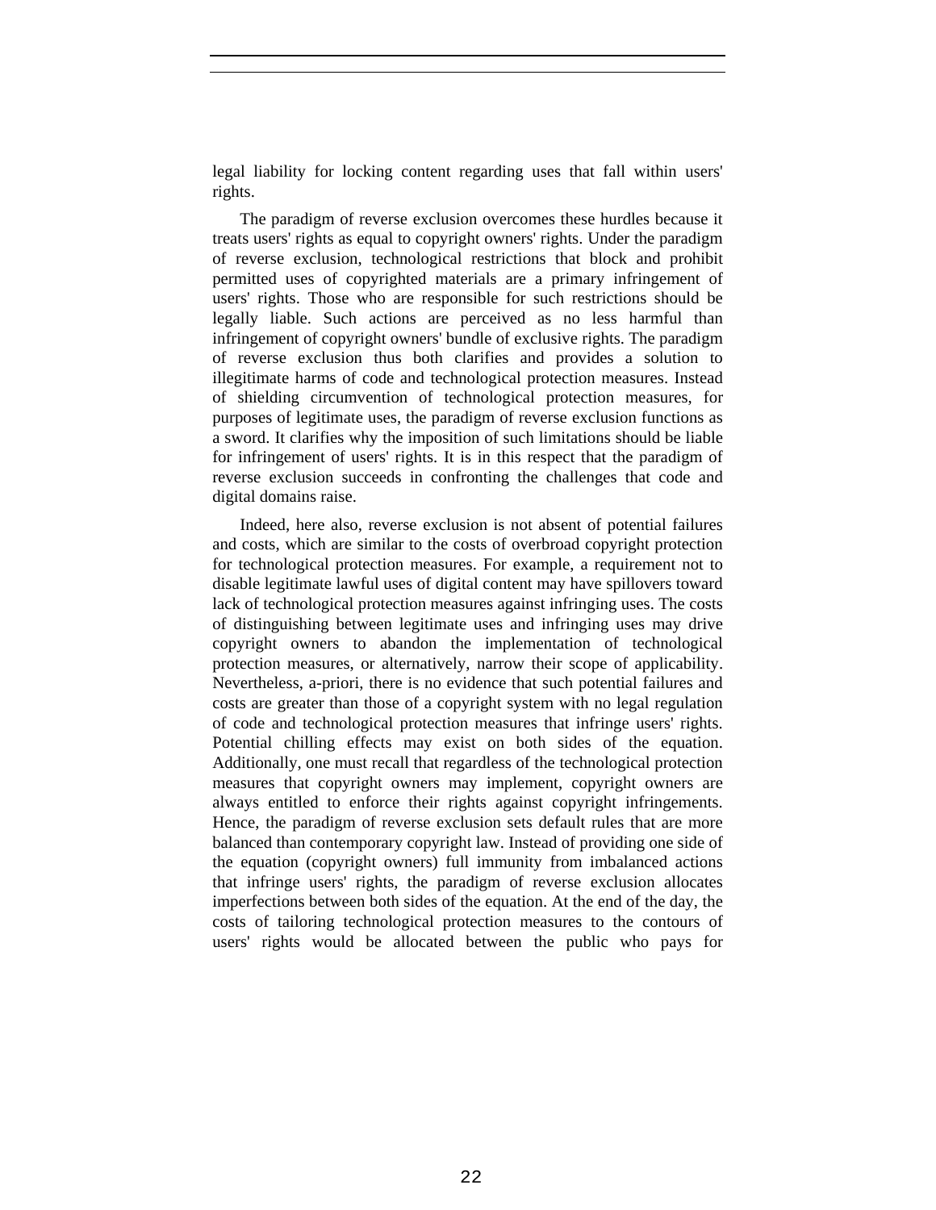legal liability for locking content regarding uses that fall within users' rights.

The paradigm of reverse exclusion overcomes these hurdles because it treats users' rights as equal to copyright owners' rights. Under the paradigm of reverse exclusion, technological restrictions that block and prohibit permitted uses of copyrighted materials are a primary infringement of users' rights. Those who are responsible for such restrictions should be legally liable. Such actions are perceived as no less harmful than infringement of copyright owners' bundle of exclusive rights. The paradigm of reverse exclusion thus both clarifies and provides a solution to illegitimate harms of code and technological protection measures. Instead of shielding circumvention of technological protection measures, for purposes of legitimate uses, the paradigm of reverse exclusion functions as a sword. It clarifies why the imposition of such limitations should be liable for infringement of users' rights. It is in this respect that the paradigm of reverse exclusion succeeds in confronting the challenges that code and digital domains raise.

Indeed, here also, reverse exclusion is not absent of potential failures and costs, which are similar to the costs of overbroad copyright protection for technological protection measures. For example, a requirement not to disable legitimate lawful uses of digital content may have spillovers toward lack of technological protection measures against infringing uses. The costs of distinguishing between legitimate uses and infringing uses may drive copyright owners to abandon the implementation of technological protection measures, or alternatively, narrow their scope of applicability. Nevertheless, a-priori, there is no evidence that such potential failures and costs are greater than those of a copyright system with no legal regulation of code and technological protection measures that infringe users' rights. Potential chilling effects may exist on both sides of the equation. Additionally, one must recall that regardless of the technological protection measures that copyright owners may implement, copyright owners are always entitled to enforce their rights against copyright infringements. Hence, the paradigm of reverse exclusion sets default rules that are more balanced than contemporary copyright law. Instead of providing one side of the equation (copyright owners) full immunity from imbalanced actions that infringe users' rights, the paradigm of reverse exclusion allocates imperfections between both sides of the equation. At the end of the day, the costs of tailoring technological protection measures to the contours of users' rights would be allocated between the public who pays for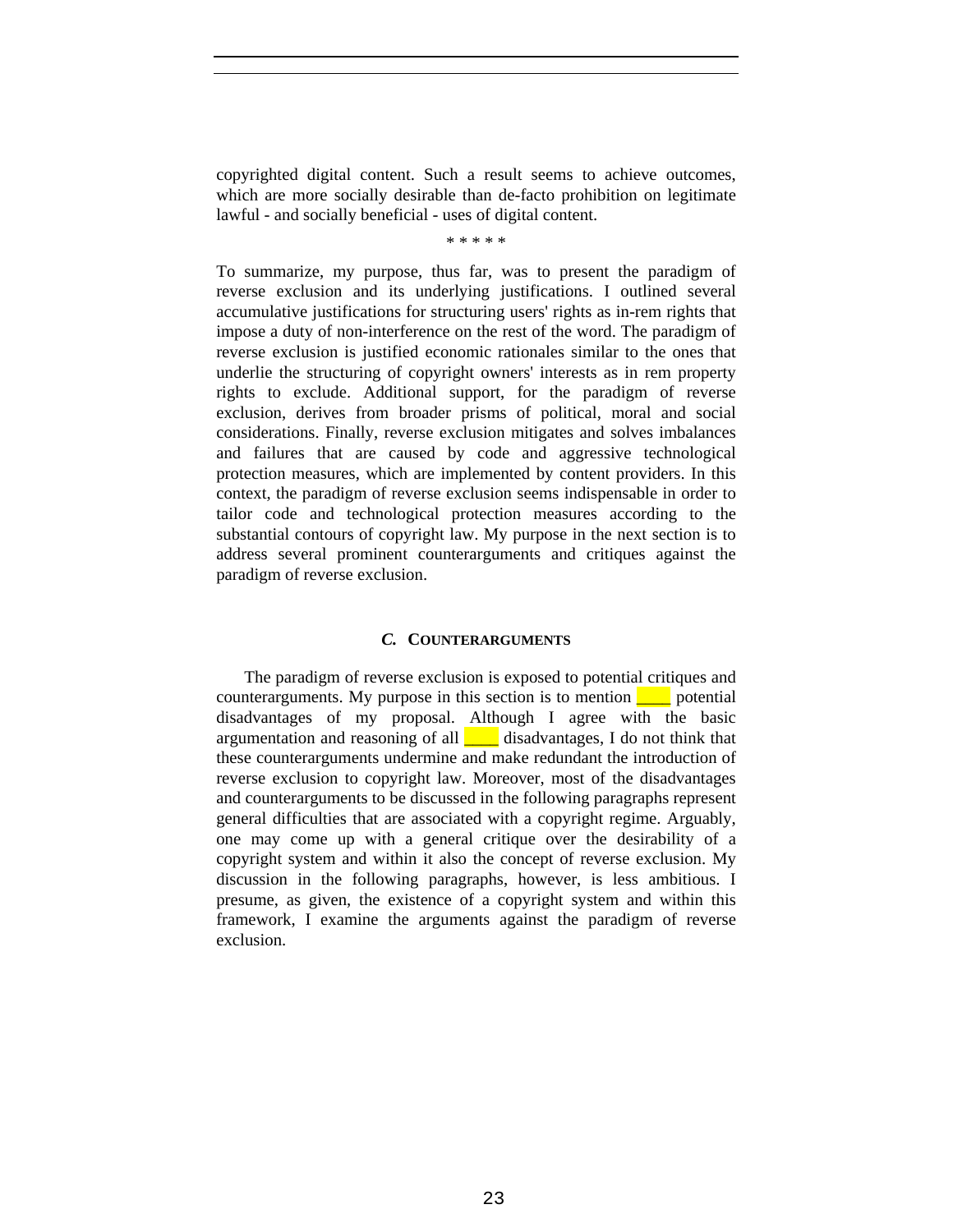copyrighted digital content. Such a result seems to achieve outcomes, which are more socially desirable than de-facto prohibition on legitimate lawful - and socially beneficial - uses of digital content.

\* \* \* \* \*

To summarize, my purpose, thus far, was to present the paradigm of reverse exclusion and its underlying justifications. I outlined several accumulative justifications for structuring users' rights as in-rem rights that impose a duty of non-interference on the rest of the word. The paradigm of reverse exclusion is justified economic rationales similar to the ones that underlie the structuring of copyright owners' interests as in rem property rights to exclude. Additional support, for the paradigm of reverse exclusion, derives from broader prisms of political, moral and social considerations. Finally, reverse exclusion mitigates and solves imbalances and failures that are caused by code and aggressive technological protection measures, which are implemented by content providers. In this context, the paradigm of reverse exclusion seems indispensable in order to tailor code and technological protection measures according to the substantial contours of copyright law. My purpose in the next section is to address several prominent counterarguments and critiques against the paradigm of reverse exclusion.

### *C.* COUNTERARGUMENTS

The paradigm of reverse exclusion is exposed to potential critiques and counterarguments. My purpose in this section is to mention ____ potential disadvantages of my proposal. Although I agree with the basic argumentation and reasoning of all ____ disadvantages, I do not think that these counterarguments undermine and make redundant the introduction of reverse exclusion to copyright law. Moreover, most of the disadvantages and counterarguments to be discussed in the following paragraphs represent general difficulties that are associated with a copyright regime. Arguably, one may come up with a general critique over the desirability of a copyright system and within it also the concept of reverse exclusion. My discussion in the following paragraphs, however, is less ambitious. I presume, as given, the existence of a copyright system and within this framework, I examine the arguments against the paradigm of reverse exclusion.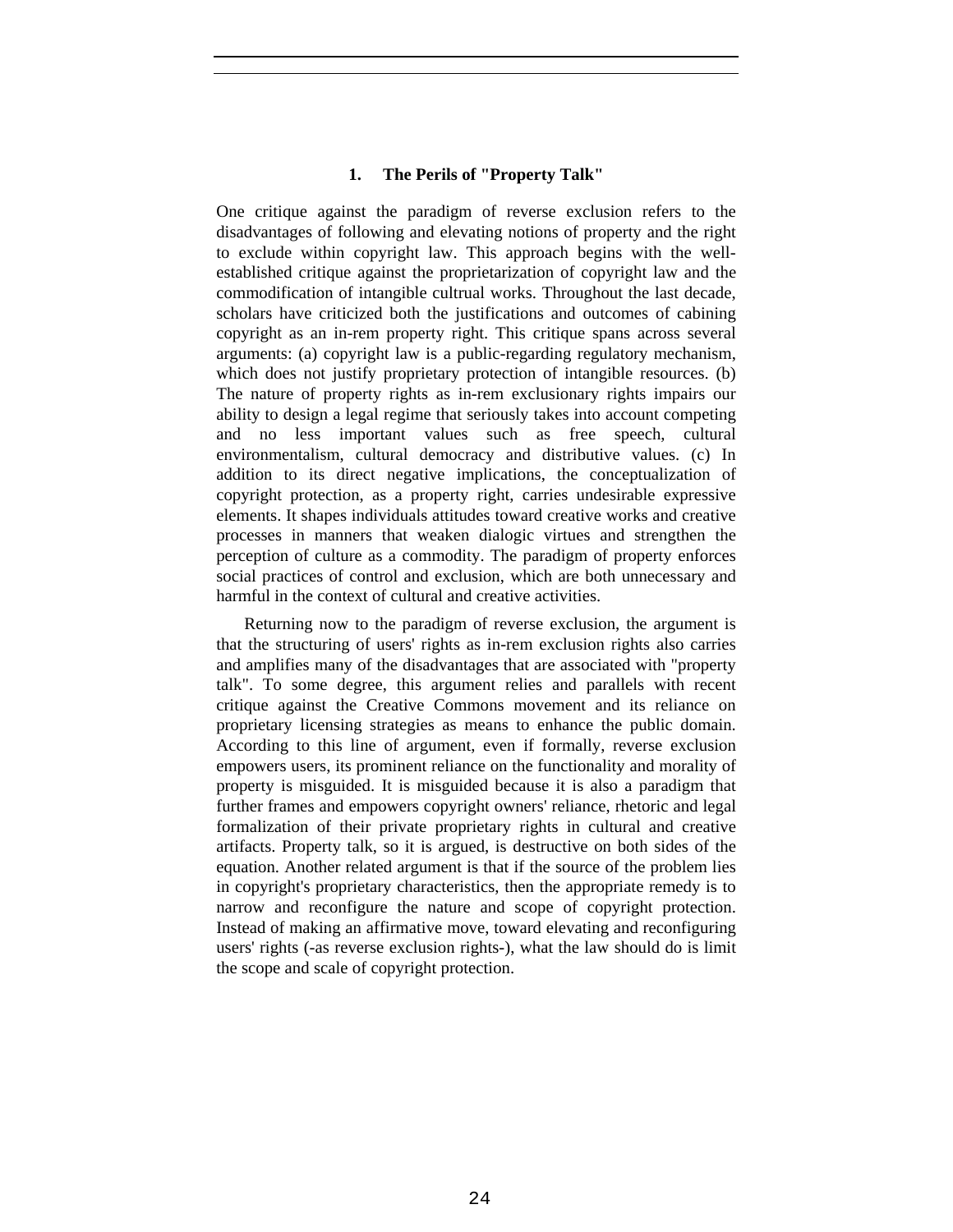### 1. The Perils of "Property Talk"

One critique against the paradigm of reverse exclusion refers to the disadvantages of following and elevating notions of property and the right to exclude within copyright law. This approach begins with the well-established critique against the proprietarization of copyright law and the commodification of intangible cultrual works. Throughout the last decade, scholars have criticized both the justifications and outcomes of cabining copyright as an in-rem property right. This critique spans across several arguments: (a) copyright law is a public-regarding regulatory mechanism, which does not justify proprietary protection of intangible resources. (b) The nature of property rights as in-rem exclusionary rights impairs our ability to design a legal regime that seriously takes into account competing and no less important values such as free speech, cultural environmentalism, cultural democracy and distributive values. (c) In addition to its direct negative implications, the conceptualization of copyright protection, as a property right, carries undesirable expressive elements. It shapes individuals attitudes toward creative works and creative processes in manners that weaken dialogic virtues and strengthen the perception of culture as a commodity. The paradigm of property enforces social practices of control and exclusion, which are both unnecessary and harmful in the context of cultural and creative activities.

Returning now to the paradigm of reverse exclusion, the argument is that the structuring of users' rights as in-rem exclusion rights also carries and amplifies many of the disadvantages that are associated with "property talk". To some degree, this argument relies and parallels with recent critique against the Creative Commons movement and its reliance on proprietary licensing strategies as means to enhance the public domain. According to this line of argument, even if formally, reverse exclusion empowers users, its prominent reliance on the functionality and morality of property is misguided. It is misguided because it is also a paradigm that further frames and empowers copyright owners' reliance, rhetoric and legal formalization of their private proprietary rights in cultural and creative artifacts. Property talk, so it is argued, is destructive on both sides of the equation. Another related argument is that if the source of the problem lies in copyright's proprietary characteristics, then the appropriate remedy is to narrow and reconfigure the nature and scope of copyright protection. Instead of making an affirmative move, toward elevating and reconfiguring users' rights (-as reverse exclusion rights-), what the law should do is limit the scope and scale of copyright protection.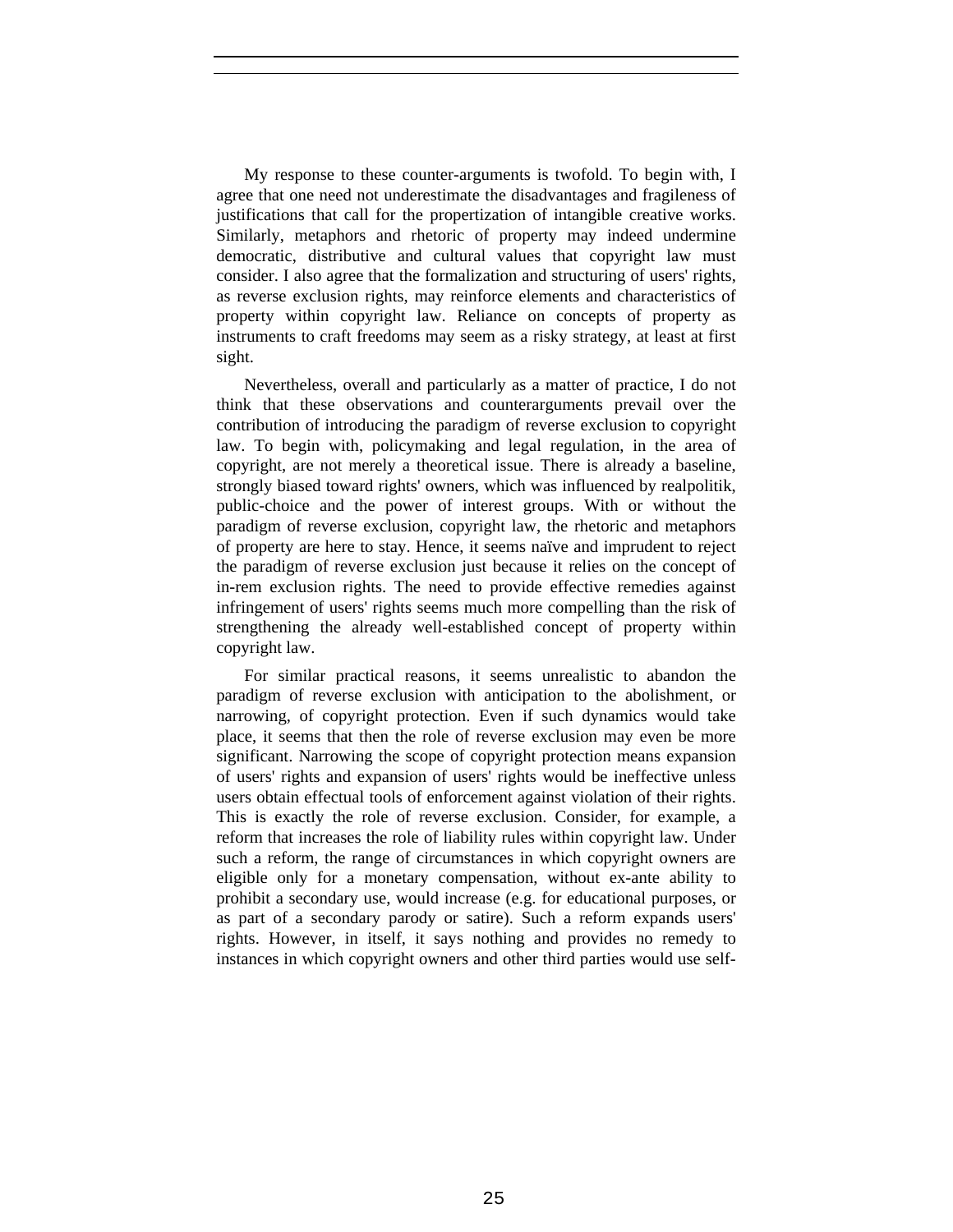My response to these counter-arguments is twofold. To begin with, I agree that one need not underestimate the disadvantages and fragileness of justifications that call for the propertization of intangible creative works. Similarly, metaphors and rhetoric of property may indeed undermine democratic, distributive and cultural values that copyright law must consider. I also agree that the formalization and structuring of users' rights, as reverse exclusion rights, may reinforce elements and characteristics of property within copyright law. Reliance on concepts of property as instruments to craft freedoms may seem as a risky strategy, at least at first sight.

Nevertheless, overall and particularly as a matter of practice, I do not think that these observations and counterarguments prevail over the contribution of introducing the paradigm of reverse exclusion to copyright law. To begin with, policymaking and legal regulation, in the area of copyright, are not merely a theoretical issue. There is already a baseline, strongly biased toward rights' owners, which was influenced by realpolitik, public-choice and the power of interest groups. With or without the paradigm of reverse exclusion, copyright law, the rhetoric and metaphors of property are here to stay. Hence, it seems naïve and imprudent to reject the paradigm of reverse exclusion just because it relies on the concept of in-rem exclusion rights. The need to provide effective remedies against infringement of users' rights seems much more compelling than the risk of strengthening the already well-established concept of property within copyright law.

For similar practical reasons, it seems unrealistic to abandon the paradigm of reverse exclusion with anticipation to the abolishment, or narrowing, of copyright protection. Even if such dynamics would take place, it seems that then the role of reverse exclusion may even be more significant. Narrowing the scope of copyright protection means expansion of users' rights and expansion of users' rights would be ineffective unless users obtain effectual tools of enforcement against violation of their rights. This is exactly the role of reverse exclusion. Consider, for example, a reform that increases the role of liability rules within copyright law. Under such a reform, the range of circumstances in which copyright owners are eligible only for a monetary compensation, without ex-ante ability to prohibit a secondary use, would increase (e.g. for educational purposes, or as part of a secondary parody or satire). Such a reform expands users' rights. However, in itself, it says nothing and provides no remedy to instances in which copyright owners and other third parties would use self-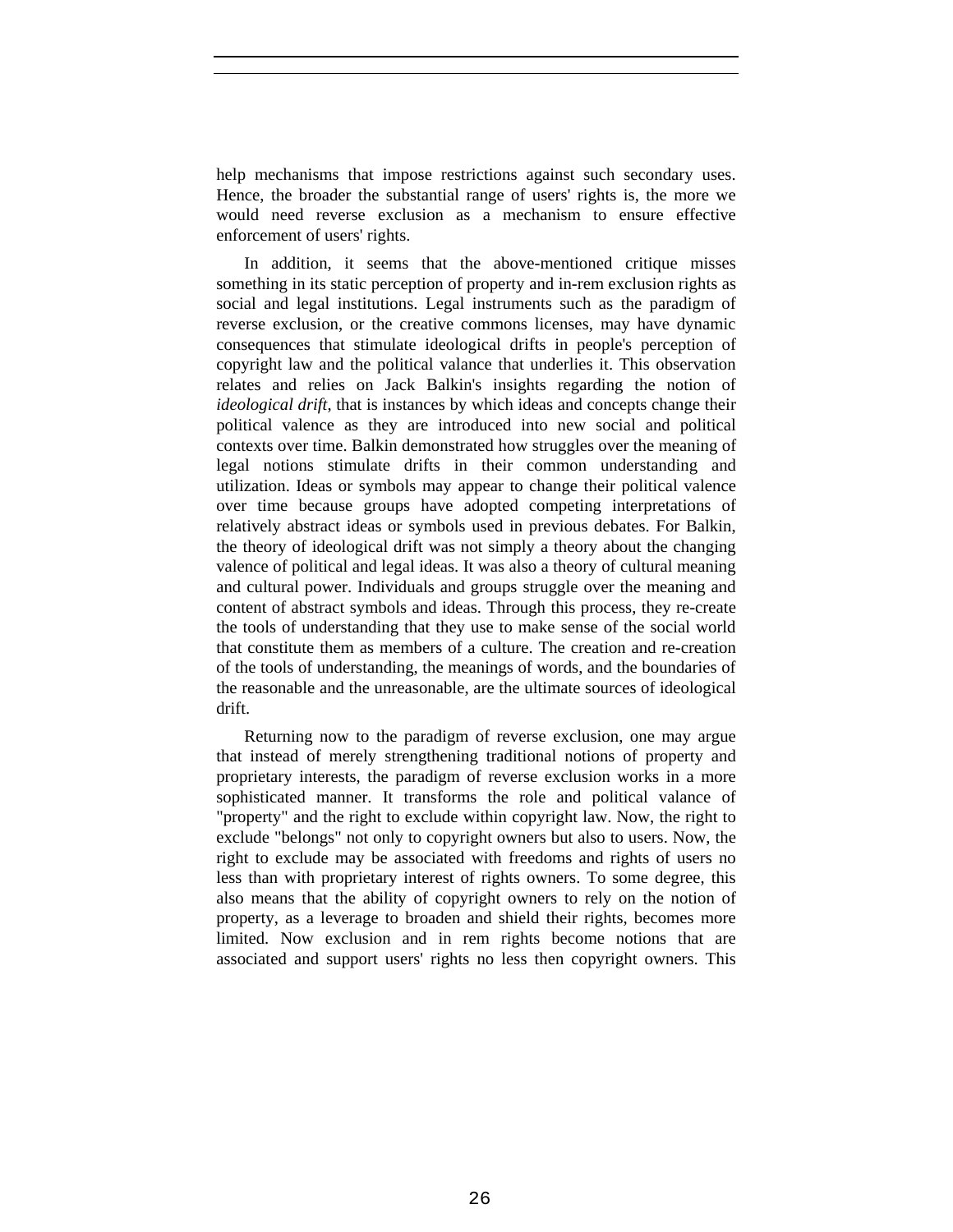help mechanisms that impose restrictions against such secondary uses. Hence, the broader the substantial range of users' rights is, the more we would need reverse exclusion as a mechanism to ensure effective enforcement of users' rights.

In addition, it seems that the above-mentioned critique misses something in its static perception of property and in-rem exclusion rights as social and legal institutions. Legal instruments such as the paradigm of reverse exclusion, or the creative commons licenses, may have dynamic consequences that stimulate ideological drifts in people's perception of copyright law and the political valance that underlies it. This observation relates and relies on Jack Balkin's insights regarding the notion of *ideological drift*, that is instances by which ideas and concepts change their political valence as they are introduced into new social and political contexts over time. Balkin demonstrated how struggles over the meaning of legal notions stimulate drifts in their common understanding and utilization. Ideas or symbols may appear to change their political valence over time because groups have adopted competing interpretations of relatively abstract ideas or symbols used in previous debates. For Balkin, the theory of ideological drift was not simply a theory about the changing valence of political and legal ideas. It was also a theory of cultural meaning and cultural power. Individuals and groups struggle over the meaning and content of abstract symbols and ideas. Through this process, they re-create the tools of understanding that they use to make sense of the social world that constitute them as members of a culture. The creation and re-creation of the tools of understanding, the meanings of words, and the boundaries of the reasonable and the unreasonable, are the ultimate sources of ideological drift.

Returning now to the paradigm of reverse exclusion, one may argue that instead of merely strengthening traditional notions of property and proprietary interests, the paradigm of reverse exclusion works in a more sophisticated manner. It transforms the role and political valance of "property" and the right to exclude within copyright law. Now, the right to exclude "belongs" not only to copyright owners but also to users. Now, the right to exclude may be associated with freedoms and rights of users no less than with proprietary interest of rights owners. To some degree, this also means that the ability of copyright owners to rely on the notion of property, as a leverage to broaden and shield their rights, becomes more limited. Now exclusion and in rem rights become notions that are associated and support users' rights no less then copyright owners. This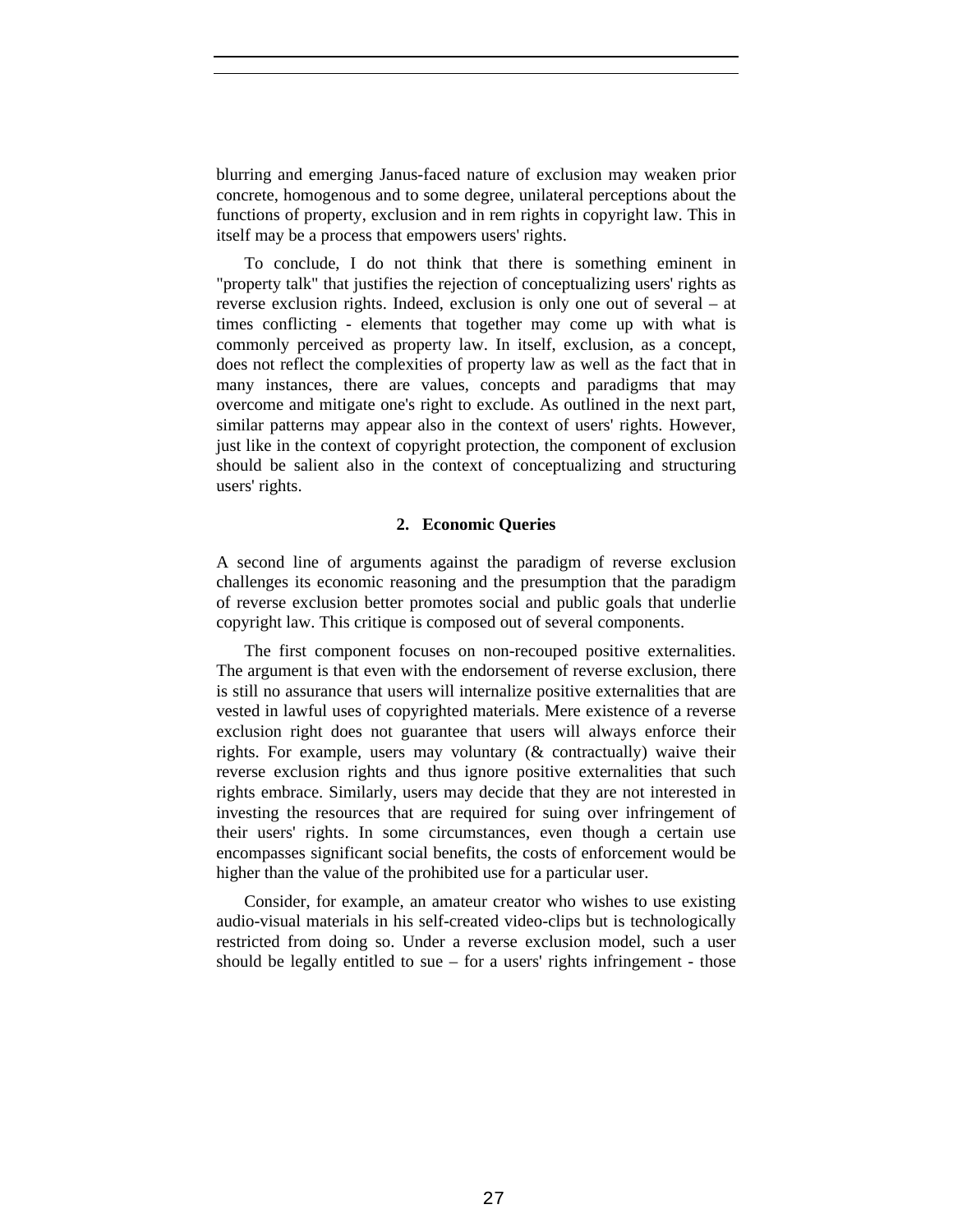blurring and emerging Janus-faced nature of exclusion may weaken prior concrete, homogenous and to some degree, unilateral perceptions about the functions of property, exclusion and in rem rights in copyright law. This in itself may be a process that empowers users' rights.

To conclude, I do not think that there is something eminent in "property talk" that justifies the rejection of conceptualizing users' rights as reverse exclusion rights. Indeed, exclusion is only one out of several – at times conflicting - elements that together may come up with what is commonly perceived as property law. In itself, exclusion, as a concept, does not reflect the complexities of property law as well as the fact that in many instances, there are values, concepts and paradigms that may overcome and mitigate one's right to exclude. As outlined in the next part, similar patterns may appear also in the context of users' rights. However, just like in the context of copyright protection, the component of exclusion should be salient also in the context of conceptualizing and structuring users' rights.

### 2. Economic Queries

A second line of arguments against the paradigm of reverse exclusion challenges its economic reasoning and the presumption that the paradigm of reverse exclusion better promotes social and public goals that underlie copyright law. This critique is composed out of several components.

The first component focuses on non-recouped positive externalities. The argument is that even with the endorsement of reverse exclusion, there is still no assurance that users will internalize positive externalities that are vested in lawful uses of copyrighted materials. Mere existence of a reverse exclusion right does not guarantee that users will always enforce their rights. For example, users may voluntary (& contractually) waive their reverse exclusion rights and thus ignore positive externalities that such rights embrace. Similarly, users may decide that they are not interested in investing the resources that are required for suing over infringement of their users' rights. In some circumstances, even though a certain use encompasses significant social benefits, the costs of enforcement would be higher than the value of the prohibited use for a particular user.

Consider, for example, an amateur creator who wishes to use existing audio-visual materials in his self-created video-clips but is technologically restricted from doing so. Under a reverse exclusion model, such a user should be legally entitled to sue – for a users' rights infringement - those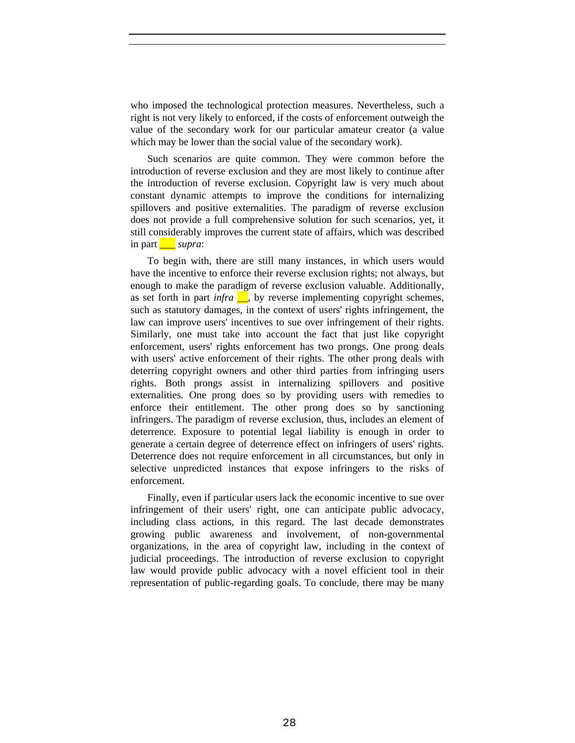who imposed the technological protection measures. Nevertheless, such a right is not very likely to enforced, if the costs of enforcement outweigh the value of the secondary work for our particular amateur creator (a value which may be lower than the social value of the secondary work).

Such scenarios are quite common. They were common before the introduction of reverse exclusion and they are most likely to continue after the introduction of reverse exclusion. Copyright law is very much about constant dynamic attempts to improve the conditions for internalizing spillovers and positive externalities. The paradigm of reverse exclusion does not provide a full comprehensive solution for such scenarios, yet, it still considerably improves the current state of affairs, which was described in part ___ *supra*:

To begin with, there are still many instances, in which users would have the incentive to enforce their reverse exclusion rights; not always, but enough to make the paradigm of reverse exclusion valuable. Additionally, as set forth in part *infra* __, by reverse implementing copyright schemes, such as statutory damages, in the context of users' rights infringement, the law can improve users' incentives to sue over infringement of their rights. Similarly, one must take into account the fact that just like copyright enforcement, users' rights enforcement has two prongs. One prong deals with users' active enforcement of their rights. The other prong deals with deterring copyright owners and other third parties from infringing users rights. Both prongs assist in internalizing spillovers and positive externalities. One prong does so by providing users with remedies to enforce their entitlement. The other prong does so by sanctioning infringers. The paradigm of reverse exclusion, thus, includes an element of deterrence. Exposure to potential legal liability is enough in order to generate a certain degree of deterrence effect on infringers of users' rights. Deterrence does not require enforcement in all circumstances, but only in selective unpredicted instances that expose infringers to the risks of enforcement.

Finally, even if particular users lack the economic incentive to sue over infringement of their users' right, one can anticipate public advocacy, including class actions, in this regard. The last decade demonstrates growing public awareness and involvement, of non-governmental organizations, in the area of copyright law, including in the context of judicial proceedings. The introduction of reverse exclusion to copyright law would provide public advocacy with a novel efficient tool in their representation of public-regarding goals. To conclude, there may be many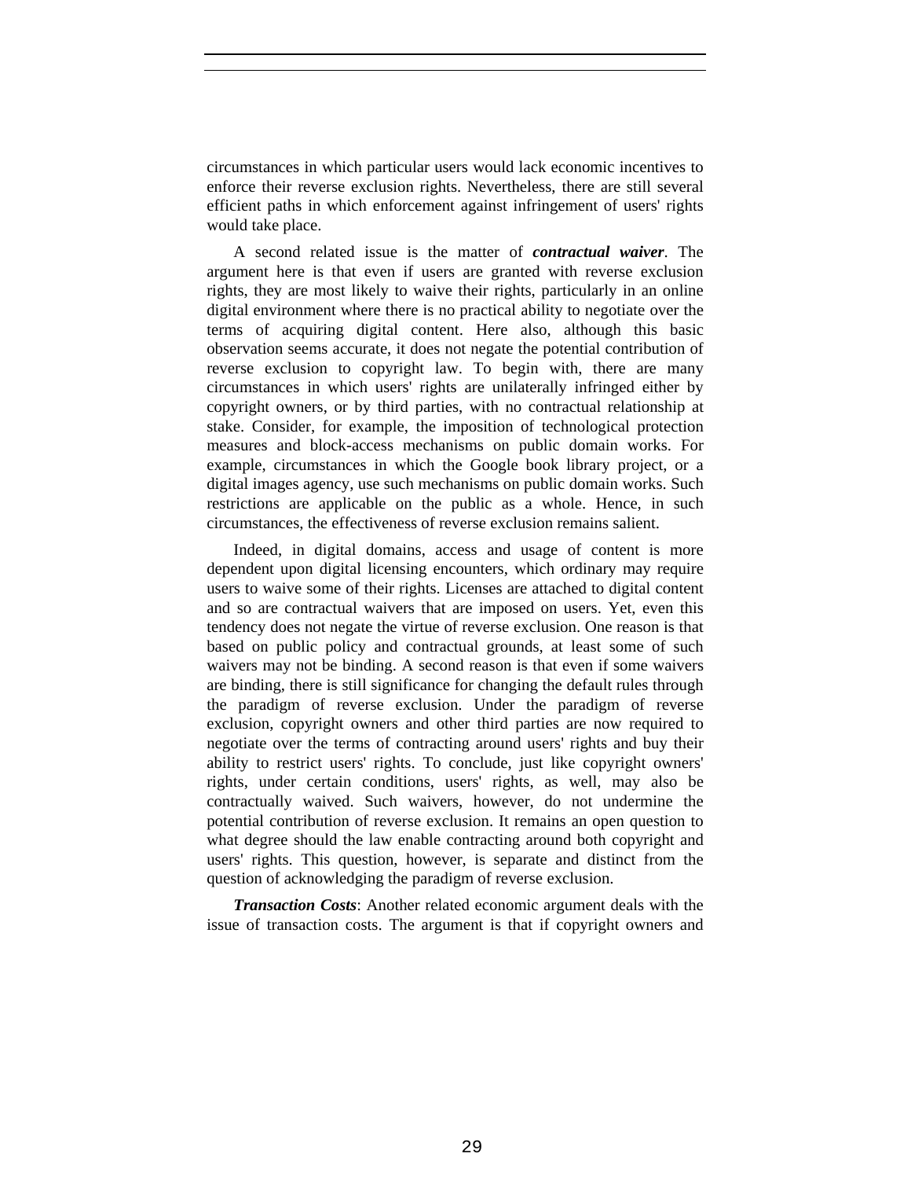circumstances in which particular users would lack economic incentives to enforce their reverse exclusion rights. Nevertheless, there are still several efficient paths in which enforcement against infringement of users' rights would take place.

A second related issue is the matter of ***contractual waiver***. The argument here is that even if users are granted with reverse exclusion rights, they are most likely to waive their rights, particularly in an online digital environment where there is no practical ability to negotiate over the terms of acquiring digital content. Here also, although this basic observation seems accurate, it does not negate the potential contribution of reverse exclusion to copyright law. To begin with, there are many circumstances in which users' rights are unilaterally infringed either by copyright owners, or by third parties, with no contractual relationship at stake. Consider, for example, the imposition of technological protection measures and block-access mechanisms on public domain works. For example, circumstances in which the Google book library project, or a digital images agency, use such mechanisms on public domain works. Such restrictions are applicable on the public as a whole. Hence, in such circumstances, the effectiveness of reverse exclusion remains salient.

Indeed, in digital domains, access and usage of content is more dependent upon digital licensing encounters, which ordinary may require users to waive some of their rights. Licenses are attached to digital content and so are contractual waivers that are imposed on users. Yet, even this tendency does not negate the virtue of reverse exclusion. One reason is that based on public policy and contractual grounds, at least some of such waivers may not be binding. A second reason is that even if some waivers are binding, there is still significance for changing the default rules through the paradigm of reverse exclusion. Under the paradigm of reverse exclusion, copyright owners and other third parties are now required to negotiate over the terms of contracting around users' rights and buy their ability to restrict users' rights. To conclude, just like copyright owners' rights, under certain conditions, users' rights, as well, may also be contractually waived. Such waivers, however, do not undermine the potential contribution of reverse exclusion. It remains an open question to what degree should the law enable contracting around both copyright and users' rights. This question, however, is separate and distinct from the question of acknowledging the paradigm of reverse exclusion.

***Transaction Costs***: Another related economic argument deals with the issue of transaction costs. The argument is that if copyright owners and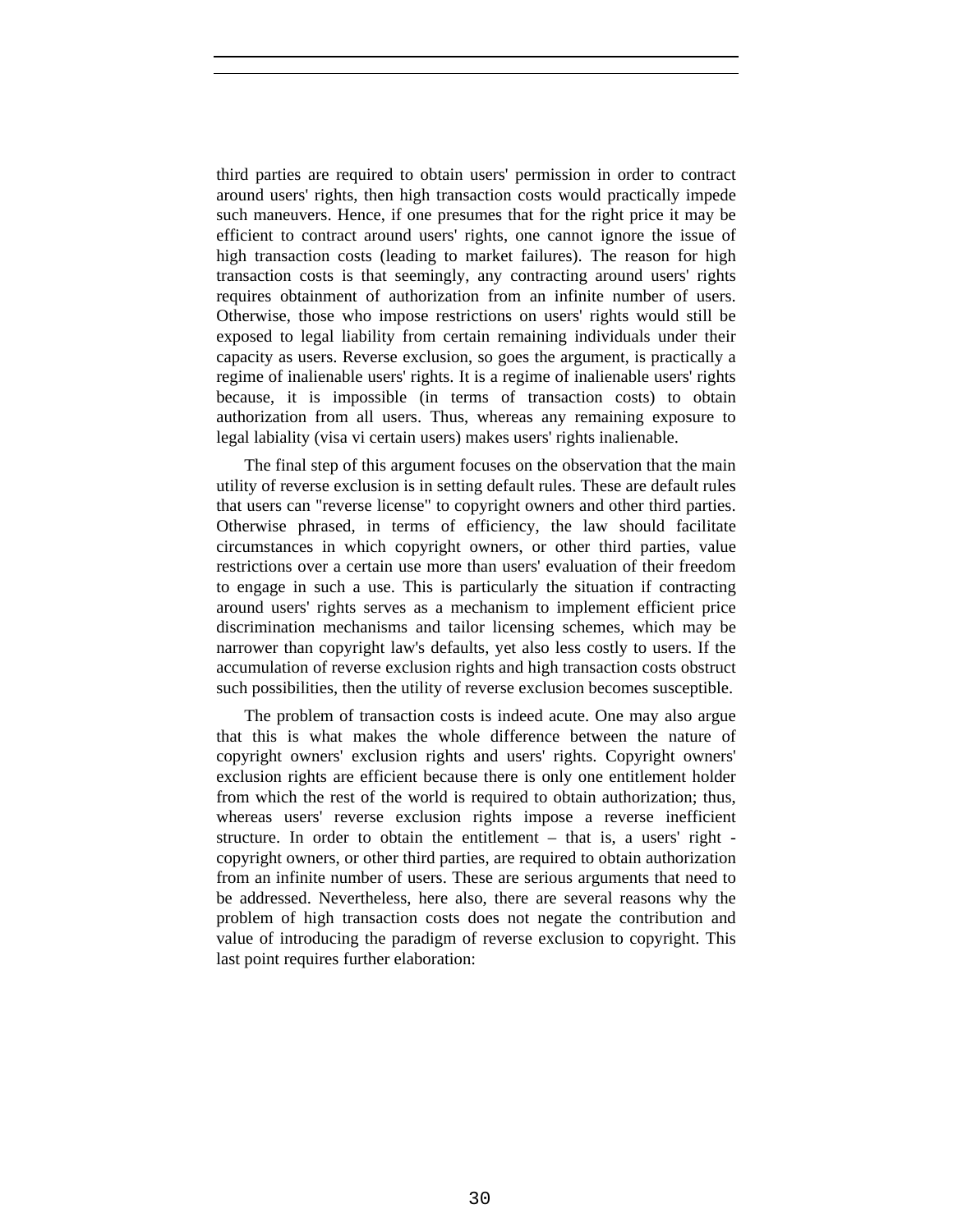third parties are required to obtain users' permission in order to contract around users' rights, then high transaction costs would practically impede such maneuvers. Hence, if one presumes that for the right price it may be efficient to contract around users' rights, one cannot ignore the issue of high transaction costs (leading to market failures). The reason for high transaction costs is that seemingly, any contracting around users' rights requires obtainment of authorization from an infinite number of users. Otherwise, those who impose restrictions on users' rights would still be exposed to legal liability from certain remaining individuals under their capacity as users. Reverse exclusion, so goes the argument, is practically a regime of inalienable users' rights. It is a regime of inalienable users' rights because, it is impossible (in terms of transaction costs) to obtain authorization from all users. Thus, whereas any remaining exposure to legal labiality (visa vi certain users) makes users' rights inalienable.

The final step of this argument focuses on the observation that the main utility of reverse exclusion is in setting default rules. These are default rules that users can "reverse license" to copyright owners and other third parties. Otherwise phrased, in terms of efficiency, the law should facilitate circumstances in which copyright owners, or other third parties, value restrictions over a certain use more than users' evaluation of their freedom to engage in such a use. This is particularly the situation if contracting around users' rights serves as a mechanism to implement efficient price discrimination mechanisms and tailor licensing schemes, which may be narrower than copyright law's defaults, yet also less costly to users. If the accumulation of reverse exclusion rights and high transaction costs obstruct such possibilities, then the utility of reverse exclusion becomes susceptible.

The problem of transaction costs is indeed acute. One may also argue that this is what makes the whole difference between the nature of copyright owners' exclusion rights and users' rights. Copyright owners' exclusion rights are efficient because there is only one entitlement holder from which the rest of the world is required to obtain authorization; thus, whereas users' reverse exclusion rights impose a reverse inefficient structure. In order to obtain the entitlement – that is, a users' right - copyright owners, or other third parties, are required to obtain authorization from an infinite number of users. These are serious arguments that need to be addressed. Nevertheless, here also, there are several reasons why the problem of high transaction costs does not negate the contribution and value of introducing the paradigm of reverse exclusion to copyright. This last point requires further elaboration: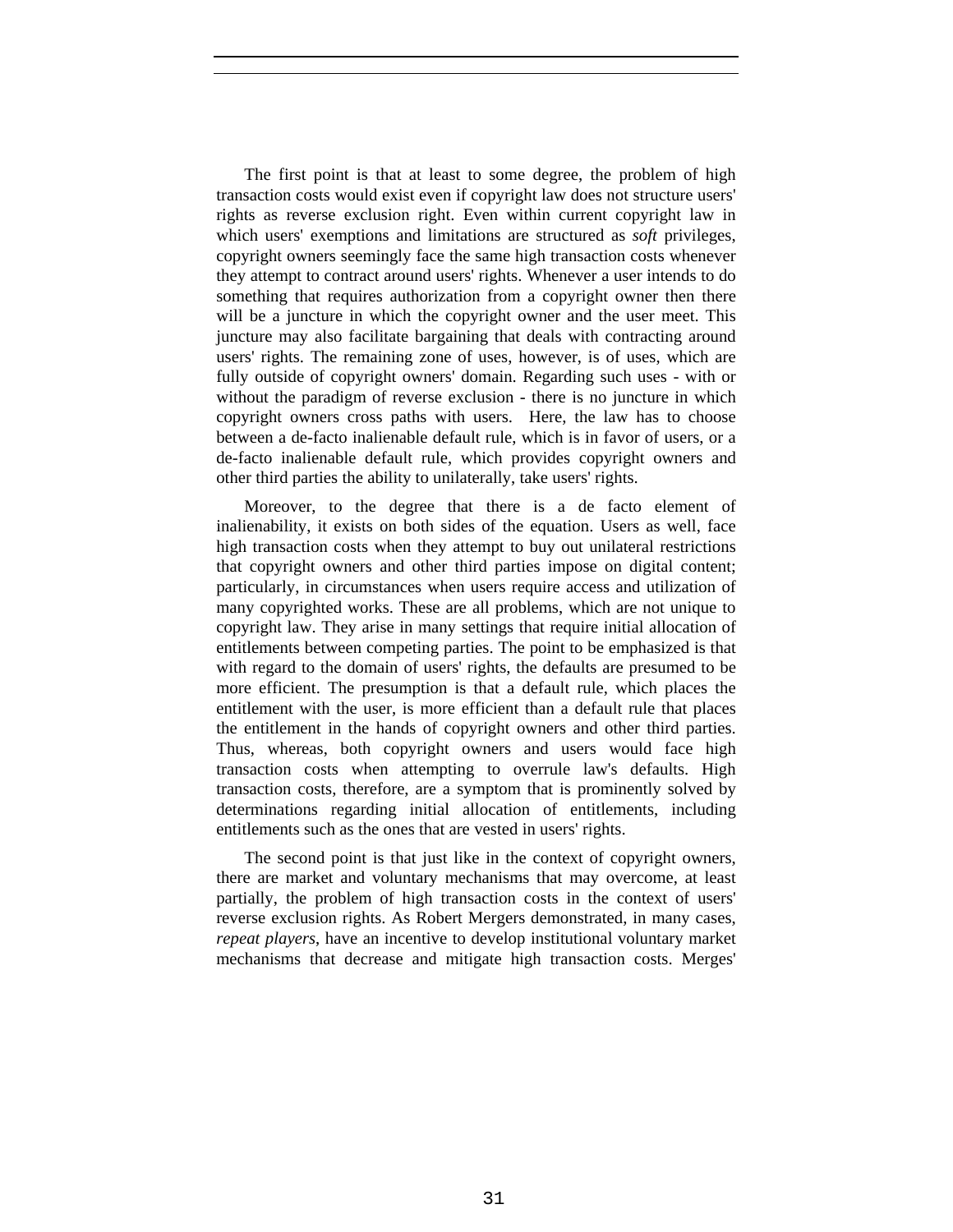The first point is that at least to some degree, the problem of high transaction costs would exist even if copyright law does not structure users' rights as reverse exclusion right. Even within current copyright law in which users' exemptions and limitations are structured as *soft* privileges, copyright owners seemingly face the same high transaction costs whenever they attempt to contract around users' rights. Whenever a user intends to do something that requires authorization from a copyright owner then there will be a juncture in which the copyright owner and the user meet. This juncture may also facilitate bargaining that deals with contracting around users' rights. The remaining zone of uses, however, is of uses, which are fully outside of copyright owners' domain. Regarding such uses - with or without the paradigm of reverse exclusion - there is no juncture in which copyright owners cross paths with users. Here, the law has to choose between a de-facto inalienable default rule, which is in favor of users, or a de-facto inalienable default rule, which provides copyright owners and other third parties the ability to unilaterally, take users' rights.

Moreover, to the degree that there is a de facto element of inalienability, it exists on both sides of the equation. Users as well, face high transaction costs when they attempt to buy out unilateral restrictions that copyright owners and other third parties impose on digital content; particularly, in circumstances when users require access and utilization of many copyrighted works. These are all problems, which are not unique to copyright law. They arise in many settings that require initial allocation of entitlements between competing parties. The point to be emphasized is that with regard to the domain of users' rights, the defaults are presumed to be more efficient. The presumption is that a default rule, which places the entitlement with the user, is more efficient than a default rule that places the entitlement in the hands of copyright owners and other third parties. Thus, whereas, both copyright owners and users would face high transaction costs when attempting to overrule law's defaults. High transaction costs, therefore, are a symptom that is prominently solved by determinations regarding initial allocation of entitlements, including entitlements such as the ones that are vested in users' rights.

The second point is that just like in the context of copyright owners, there are market and voluntary mechanisms that may overcome, at least partially, the problem of high transaction costs in the context of users' reverse exclusion rights. As Robert Mergers demonstrated, in many cases, *repeat players*, have an incentive to develop institutional voluntary market mechanisms that decrease and mitigate high transaction costs. Merges'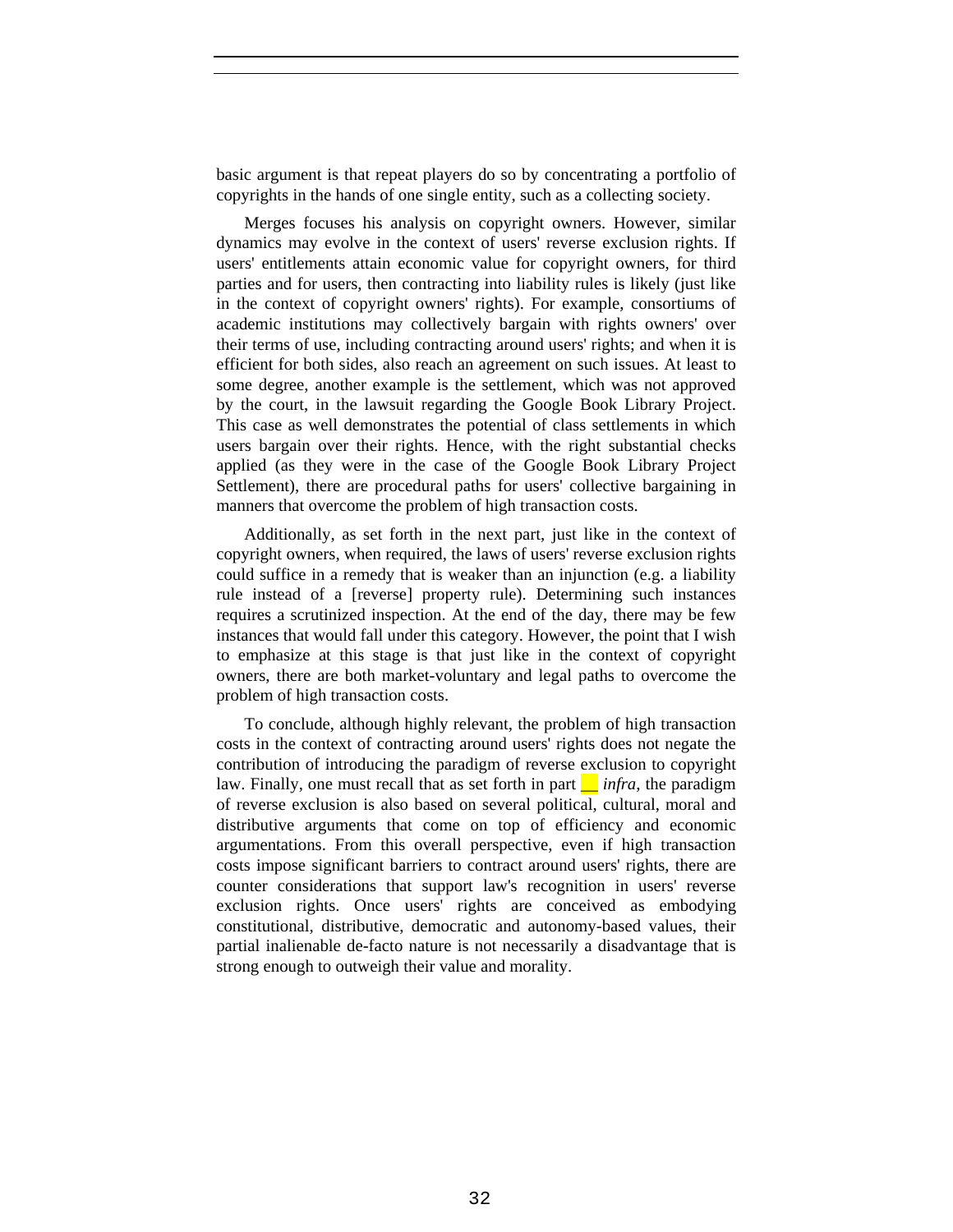basic argument is that repeat players do so by concentrating a portfolio of copyrights in the hands of one single entity, such as a collecting society.

Merges focuses his analysis on copyright owners. However, similar dynamics may evolve in the context of users' reverse exclusion rights. If users' entitlements attain economic value for copyright owners, for third parties and for users, then contracting into liability rules is likely (just like in the context of copyright owners' rights). For example, consortiums of academic institutions may collectively bargain with rights owners' over their terms of use, including contracting around users' rights; and when it is efficient for both sides, also reach an agreement on such issues. At least to some degree, another example is the settlement, which was not approved by the court, in the lawsuit regarding the Google Book Library Project. This case as well demonstrates the potential of class settlements in which users bargain over their rights. Hence, with the right substantial checks applied (as they were in the case of the Google Book Library Project Settlement), there are procedural paths for users' collective bargaining in manners that overcome the problem of high transaction costs.

Additionally, as set forth in the next part, just like in the context of copyright owners, when required, the laws of users' reverse exclusion rights could suffice in a remedy that is weaker than an injunction (e.g. a liability rule instead of a [reverse] property rule). Determining such instances requires a scrutinized inspection. At the end of the day, there may be few instances that would fall under this category. However, the point that I wish to emphasize at this stage is that just like in the context of copyright owners, there are both market-voluntary and legal paths to overcome the problem of high transaction costs.

To conclude, although highly relevant, the problem of high transaction costs in the context of contracting around users' rights does not negate the contribution of introducing the paradigm of reverse exclusion to copyright law. Finally, one must recall that as set forth in part __ *infra*, the paradigm of reverse exclusion is also based on several political, cultural, moral and distributive arguments that come on top of efficiency and economic argumentations. From this overall perspective, even if high transaction costs impose significant barriers to contract around users' rights, there are counter considerations that support law's recognition in users' reverse exclusion rights. Once users' rights are conceived as embodying constitutional, distributive, democratic and autonomy-based values, their partial inalienable de-facto nature is not necessarily a disadvantage that is strong enough to outweigh their value and morality.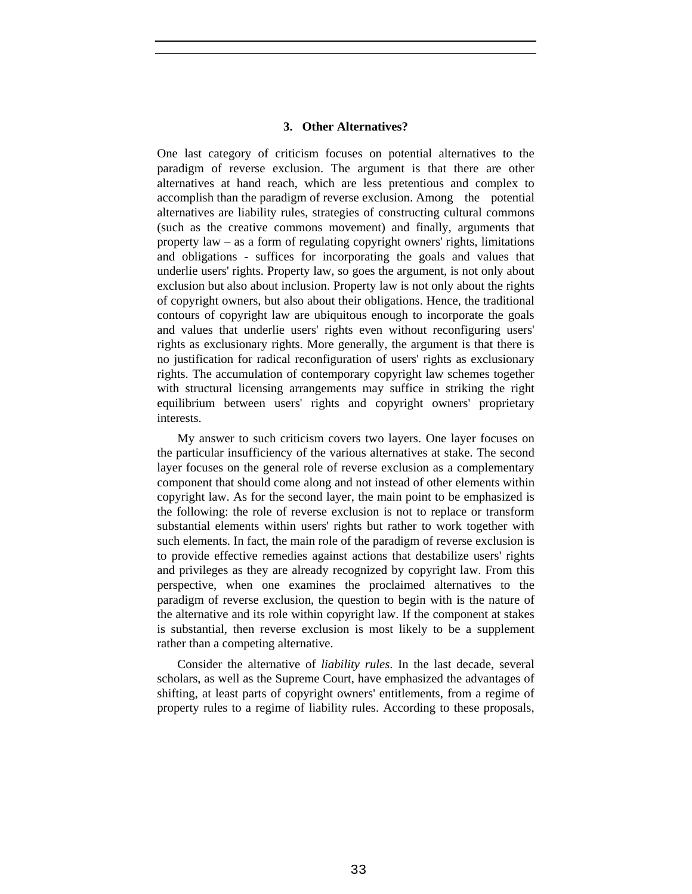### 3. Other Alternatives?

One last category of criticism focuses on potential alternatives to the paradigm of reverse exclusion. The argument is that there are other alternatives at hand reach, which are less pretentious and complex to accomplish than the paradigm of reverse exclusion. Among the potential alternatives are liability rules, strategies of constructing cultural commons (such as the creative commons movement) and finally, arguments that property law – as a form of regulating copyright owners' rights, limitations and obligations - suffices for incorporating the goals and values that underlie users' rights. Property law, so goes the argument, is not only about exclusion but also about inclusion. Property law is not only about the rights of copyright owners, but also about their obligations. Hence, the traditional contours of copyright law are ubiquitous enough to incorporate the goals and values that underlie users' rights even without reconfiguring users' rights as exclusionary rights. More generally, the argument is that there is no justification for radical reconfiguration of users' rights as exclusionary rights. The accumulation of contemporary copyright law schemes together with structural licensing arrangements may suffice in striking the right equilibrium between users' rights and copyright owners' proprietary interests.

My answer to such criticism covers two layers. One layer focuses on the particular insufficiency of the various alternatives at stake. The second layer focuses on the general role of reverse exclusion as a complementary component that should come along and not instead of other elements within copyright law. As for the second layer, the main point to be emphasized is the following: the role of reverse exclusion is not to replace or transform substantial elements within users' rights but rather to work together with such elements. In fact, the main role of the paradigm of reverse exclusion is to provide effective remedies against actions that destabilize users' rights and privileges as they are already recognized by copyright law. From this perspective, when one examines the proclaimed alternatives to the paradigm of reverse exclusion, the question to begin with is the nature of the alternative and its role within copyright law. If the component at stakes is substantial, then reverse exclusion is most likely to be a supplement rather than a competing alternative.

Consider the alternative of *liability rules*. In the last decade, several scholars, as well as the Supreme Court, have emphasized the advantages of shifting, at least parts of copyright owners' entitlements, from a regime of property rules to a regime of liability rules. According to these proposals,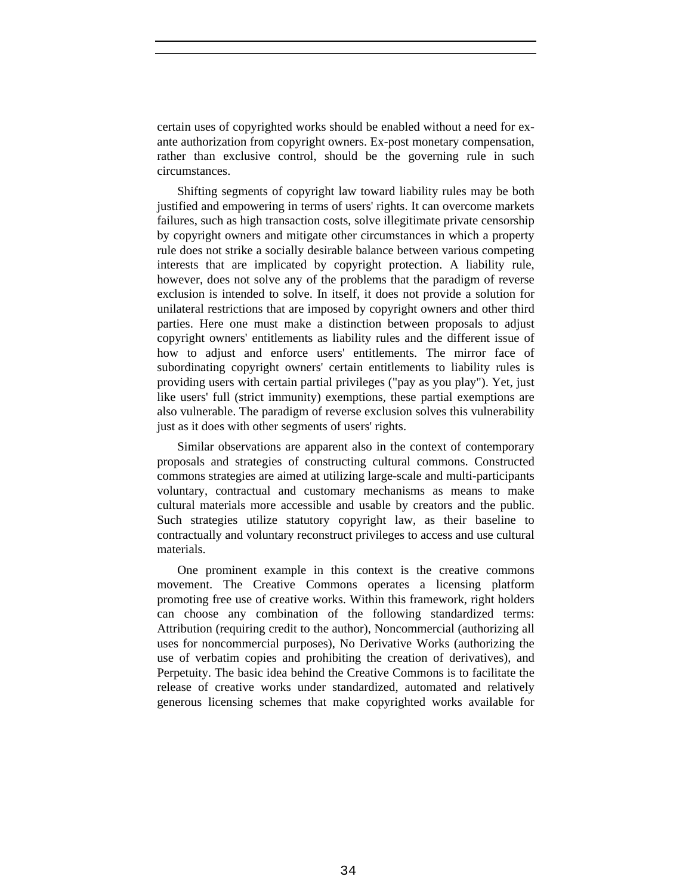certain uses of copyrighted works should be enabled without a need for ex-ante authorization from copyright owners. Ex-post monetary compensation, rather than exclusive control, should be the governing rule in such circumstances.

Shifting segments of copyright law toward liability rules may be both justified and empowering in terms of users' rights. It can overcome markets failures, such as high transaction costs, solve illegitimate private censorship by copyright owners and mitigate other circumstances in which a property rule does not strike a socially desirable balance between various competing interests that are implicated by copyright protection. A liability rule, however, does not solve any of the problems that the paradigm of reverse exclusion is intended to solve. In itself, it does not provide a solution for unilateral restrictions that are imposed by copyright owners and other third parties. Here one must make a distinction between proposals to adjust copyright owners' entitlements as liability rules and the different issue of how to adjust and enforce users' entitlements. The mirror face of subordinating copyright owners' certain entitlements to liability rules is providing users with certain partial privileges ("pay as you play"). Yet, just like users' full (strict immunity) exemptions, these partial exemptions are also vulnerable. The paradigm of reverse exclusion solves this vulnerability just as it does with other segments of users' rights.

Similar observations are apparent also in the context of contemporary proposals and strategies of constructing cultural commons. Constructed commons strategies are aimed at utilizing large-scale and multi-participants voluntary, contractual and customary mechanisms as means to make cultural materials more accessible and usable by creators and the public. Such strategies utilize statutory copyright law, as their baseline to contractually and voluntary reconstruct privileges to access and use cultural materials.

One prominent example in this context is the creative commons movement. The Creative Commons operates a licensing platform promoting free use of creative works. Within this framework, right holders can choose any combination of the following standardized terms: Attribution (requiring credit to the author), Noncommercial (authorizing all uses for noncommercial purposes), No Derivative Works (authorizing the use of verbatim copies and prohibiting the creation of derivatives), and Perpetuity. The basic idea behind the Creative Commons is to facilitate the release of creative works under standardized, automated and relatively generous licensing schemes that make copyrighted works available for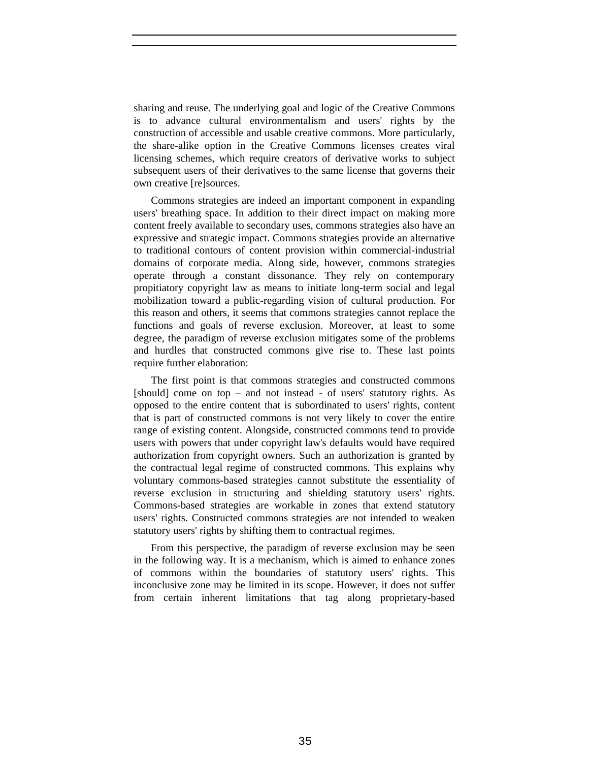sharing and reuse. The underlying goal and logic of the Creative Commons is to advance cultural environmentalism and users' rights by the construction of accessible and usable creative commons. More particularly, the share-alike option in the Creative Commons licenses creates viral licensing schemes, which require creators of derivative works to subject subsequent users of their derivatives to the same license that governs their own creative [re]sources.

Commons strategies are indeed an important component in expanding users' breathing space. In addition to their direct impact on making more content freely available to secondary uses, commons strategies also have an expressive and strategic impact. Commons strategies provide an alternative to traditional contours of content provision within commercial-industrial domains of corporate media. Along side, however, commons strategies operate through a constant dissonance. They rely on contemporary propitiatory copyright law as means to initiate long-term social and legal mobilization toward a public-regarding vision of cultural production. For this reason and others, it seems that commons strategies cannot replace the functions and goals of reverse exclusion. Moreover, at least to some degree, the paradigm of reverse exclusion mitigates some of the problems and hurdles that constructed commons give rise to. These last points require further elaboration:

The first point is that commons strategies and constructed commons [should] come on top – and not instead - of users' statutory rights. As opposed to the entire content that is subordinated to users' rights, content that is part of constructed commons is not very likely to cover the entire range of existing content. Alongside, constructed commons tend to provide users with powers that under copyright law's defaults would have required authorization from copyright owners. Such an authorization is granted by the contractual legal regime of constructed commons. This explains why voluntary commons-based strategies cannot substitute the essentiality of reverse exclusion in structuring and shielding statutory users' rights. Commons-based strategies are workable in zones that extend statutory users' rights. Constructed commons strategies are not intended to weaken statutory users' rights by shifting them to contractual regimes.

From this perspective, the paradigm of reverse exclusion may be seen in the following way. It is a mechanism, which is aimed to enhance zones of commons within the boundaries of statutory users' rights. This inconclusive zone may be limited in its scope. However, it does not suffer from certain inherent limitations that tag along proprietary-based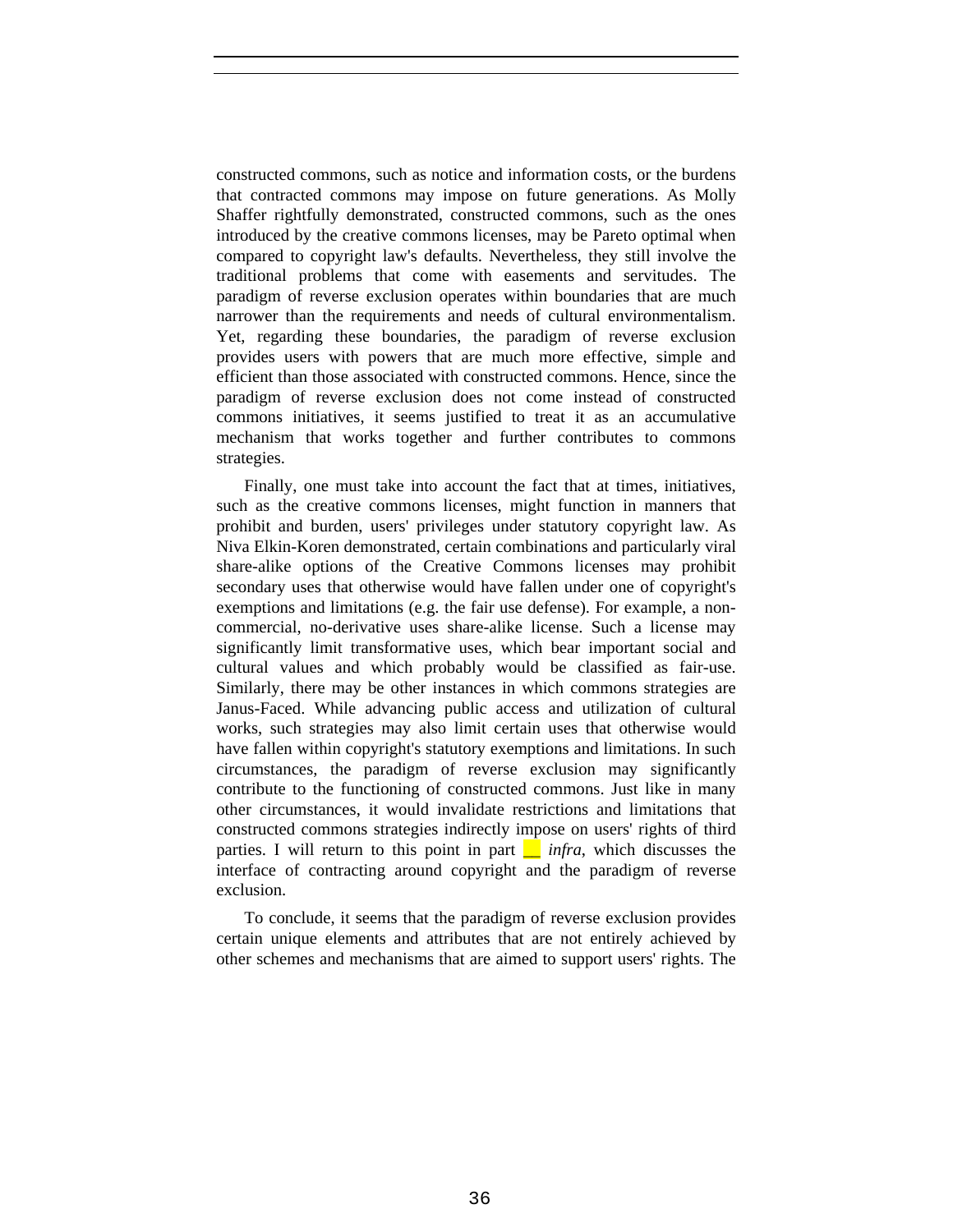constructed commons, such as notice and information costs, or the burdens that contracted commons may impose on future generations. As Molly Shaffer rightfully demonstrated, constructed commons, such as the ones introduced by the creative commons licenses, may be Pareto optimal when compared to copyright law's defaults. Nevertheless, they still involve the traditional problems that come with easements and servitudes. The paradigm of reverse exclusion operates within boundaries that are much narrower than the requirements and needs of cultural environmentalism. Yet, regarding these boundaries, the paradigm of reverse exclusion provides users with powers that are much more effective, simple and efficient than those associated with constructed commons. Hence, since the paradigm of reverse exclusion does not come instead of constructed commons initiatives, it seems justified to treat it as an accumulative mechanism that works together and further contributes to commons strategies.

Finally, one must take into account the fact that at times, initiatives, such as the creative commons licenses, might function in manners that prohibit and burden, users' privileges under statutory copyright law. As Niva Elkin-Koren demonstrated, certain combinations and particularly viral share-alike options of the Creative Commons licenses may prohibit secondary uses that otherwise would have fallen under one of copyright's exemptions and limitations (e.g. the fair use defense). For example, a non-commercial, no-derivative uses share-alike license. Such a license may significantly limit transformative uses, which bear important social and cultural values and which probably would be classified as fair-use. Similarly, there may be other instances in which commons strategies are Janus-Faced. While advancing public access and utilization of cultural works, such strategies may also limit certain uses that otherwise would have fallen within copyright's statutory exemptions and limitations. In such circumstances, the paradigm of reverse exclusion may significantly contribute to the functioning of constructed commons. Just like in many other circumstances, it would invalidate restrictions and limitations that constructed commons strategies indirectly impose on users' rights of third parties. I will return to this point in part __ *infra*, which discusses the interface of contracting around copyright and the paradigm of reverse exclusion.

To conclude, it seems that the paradigm of reverse exclusion provides certain unique elements and attributes that are not entirely achieved by other schemes and mechanisms that are aimed to support users' rights. The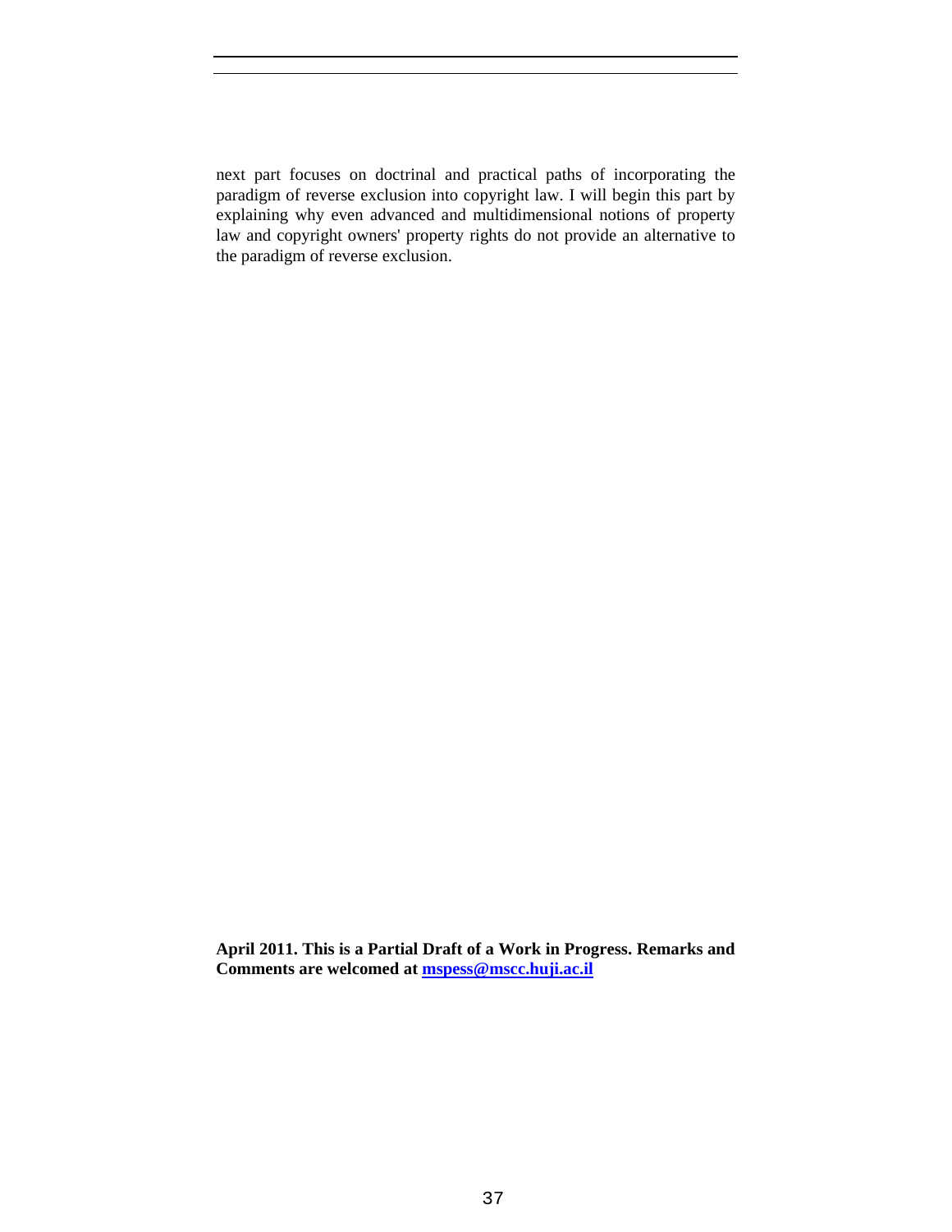next part focuses on doctrinal and practical paths of incorporating the paradigm of reverse exclusion into copyright law. I will begin this part by explaining why even advanced and multidimensional notions of property law and copyright owners' property rights do not provide an alternative to the paradigm of reverse exclusion.

**April 2011. This is a Partial Draft of a Work in Progress. Remarks and Comments are welcomed at [mspess@mscc.huji.ac.il](mailto:mspess@mscc.huji.ac.il)**